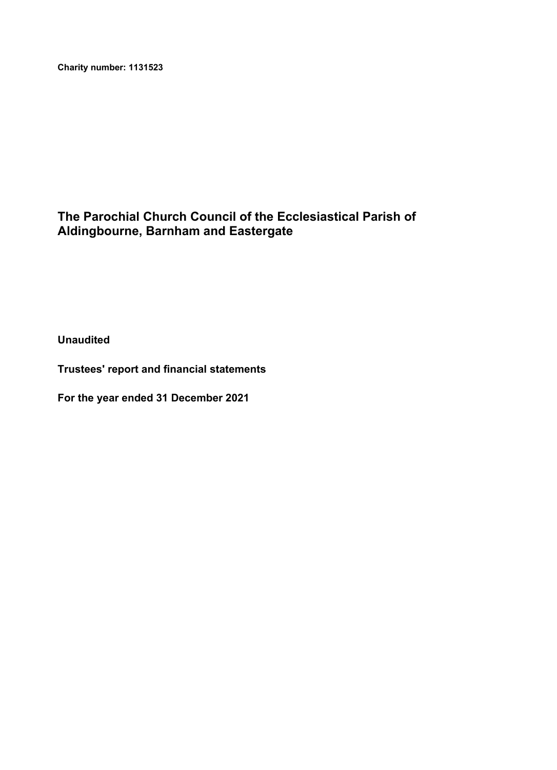**Charity number: 1131523**

# The Parochial Church Council of the Ecclesiastical Parish of Aldingbourne, Barnham and Eastergate

**Unaudited**

**Trustees' report and financial statements**

**For the year ended 31 December 2021**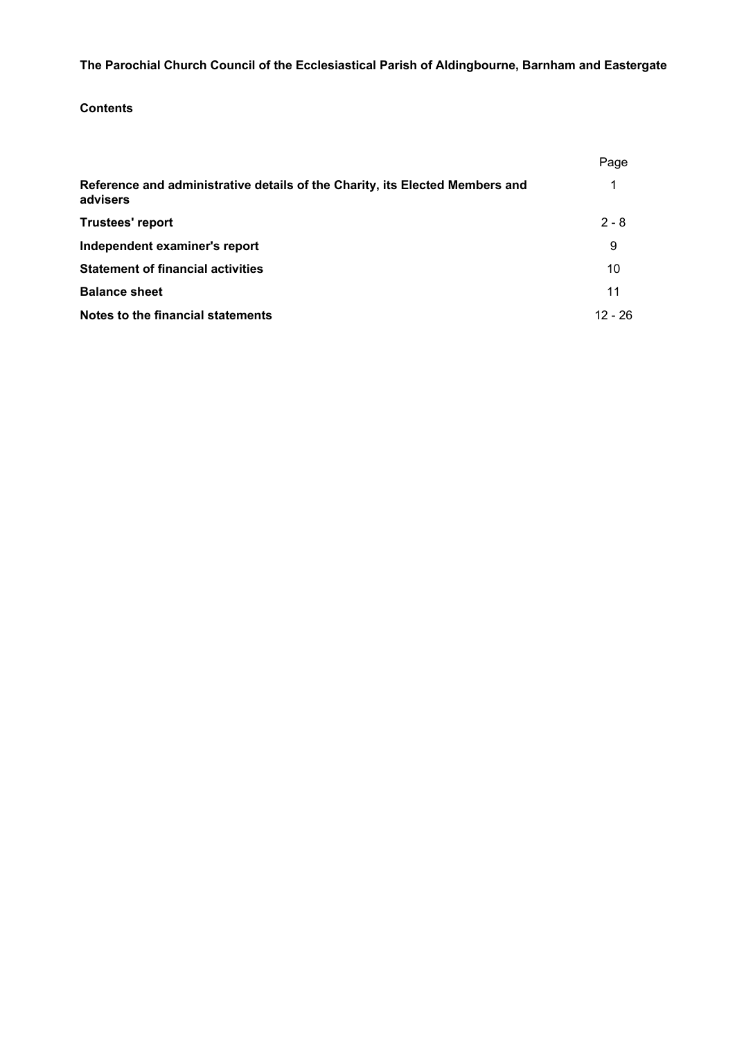**The Parochial Church Council of the Ecclesiastical Parish of Aldingbourne, Barnham and Eastergate**

**Contents**

| | Page |
|---|---|
| **Reference and administrative details of the Charity, its Elected Members and advisers** | 1 |
| **Trustees' report** | 2 - 8 |
| **Independent examiner's report** | 9 |
| **Statement of financial activities** | 10 |
| **Balance sheet** | 11 |
| **Notes to the financial statements** | 12 - 26 |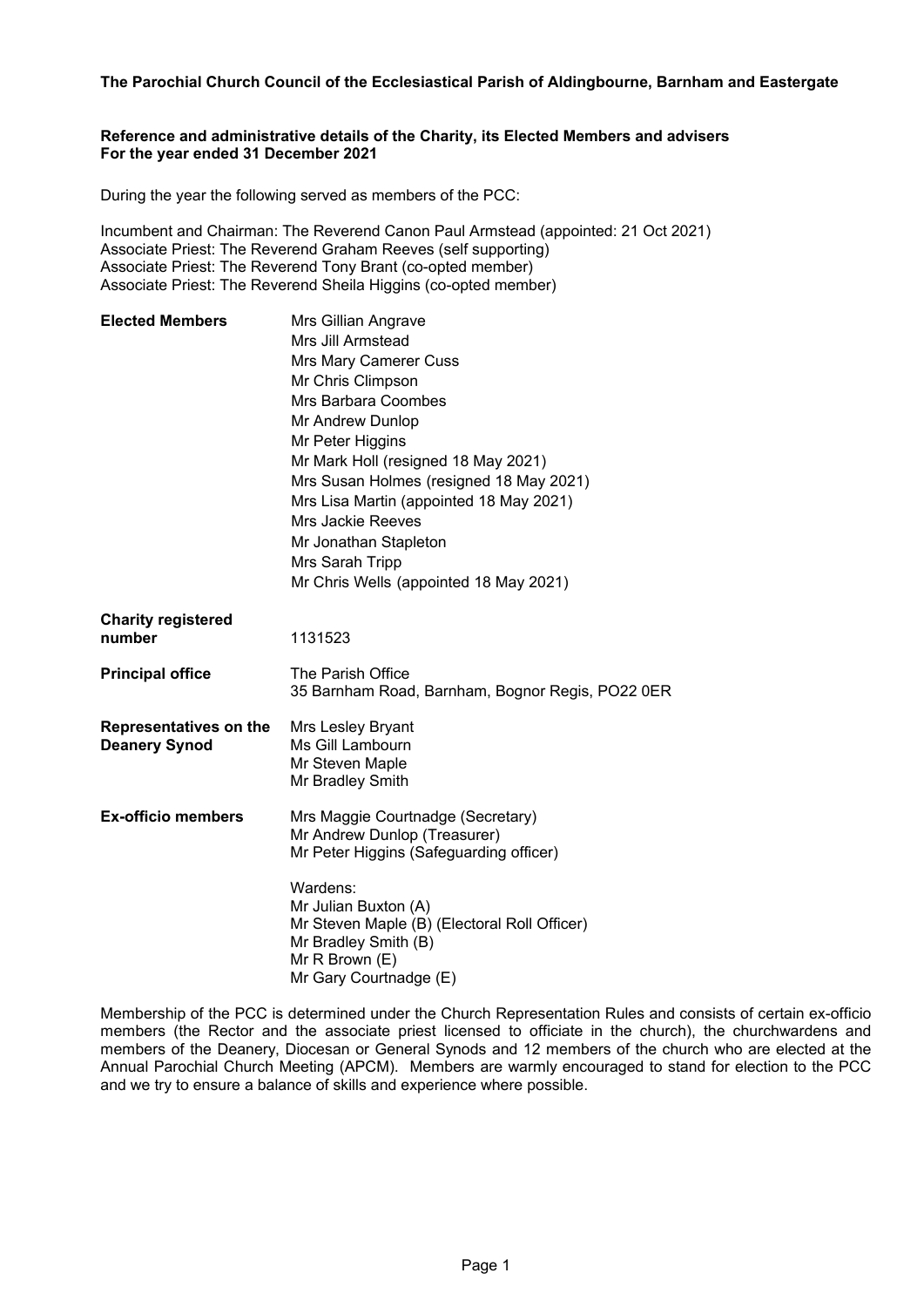**The Parochial Church Council of the Ecclesiastical Parish of Aldingbourne, Barnham and Eastergate**

**Reference and administrative details of the Charity, its Elected Members and advisers**
**For the year ended 31 December 2021**

During the year the following served as members of the PCC:

Incumbent and Chairman: The Reverend Canon Paul Armstead (appointed: 21 Oct 2021)
Associate Priest: The Reverend Graham Reeves (self supporting)
Associate Priest: The Reverend Tony Brant (co-opted member)
Associate Priest: The Reverend Sheila Higgins (co-opted member)

| | |
|---|---|
| **Elected Members** | Mrs Gillian Angrave<br>Mrs Jill Armstead<br>Mrs Mary Camerer Cuss<br>Mr Chris Climpson<br>Mrs Barbara Coombes<br>Mr Andrew Dunlop<br>Mr Peter Higgins<br>Mr Mark Holl (resigned 18 May 2021)<br>Mrs Susan Holmes (resigned 18 May 2021)<br>Mrs Lisa Martin (appointed 18 May 2021)<br>Mrs Jackie Reeves<br>Mr Jonathan Stapleton<br>Mrs Sarah Tripp<br>Mr Chris Wells (appointed 18 May 2021) |
| **Charity registered number** | 1131523 |
| **Principal office** | The Parish Office<br>35 Barnham Road, Barnham, Bognor Regis, PO22 0ER |
| **Representatives on the Deanery Synod** | Mrs Lesley Bryant<br>Ms Gill Lambourn<br>Mr Steven Maple<br>Mr Bradley Smith |
| **Ex-officio members** | Mrs Maggie Courtnadge (Secretary)<br>Mr Andrew Dunlop (Treasurer)<br>Mr Peter Higgins (Safeguarding officer)<br><br>Wardens:<br>Mr Julian Buxton (A)<br>Mr Steven Maple (B) (Electoral Roll Officer)<br>Mr Bradley Smith (B)<br>Mr R Brown (E)<br>Mr Gary Courtnadge (E) |

Membership of the PCC is determined under the Church Representation Rules and consists of certain ex-officio members (the Rector and the associate priest licensed to officiate in the church), the churchwardens and members of the Deanery, Diocesan or General Synods and 12 members of the church who are elected at the Annual Parochial Church Meeting (APCM). Members are warmly encouraged to stand for election to the PCC and we try to ensure a balance of skills and experience where possible.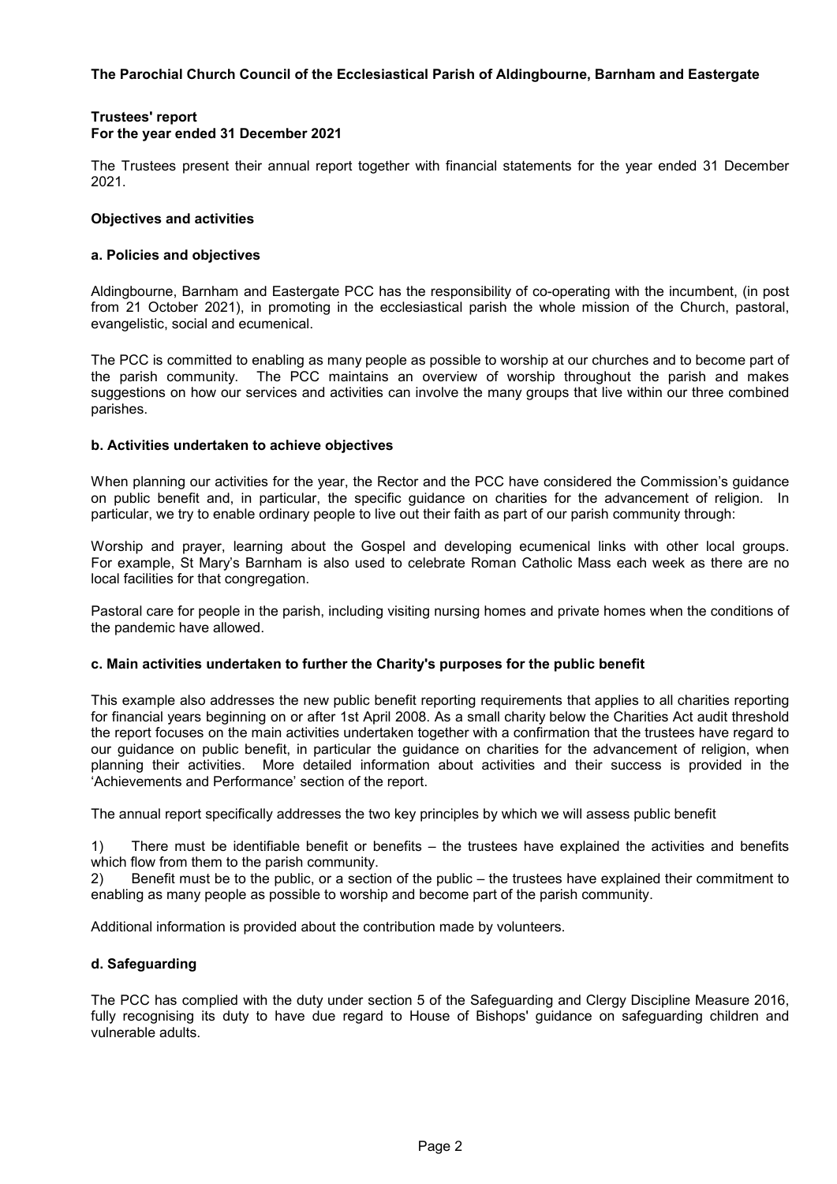**The Parochial Church Council of the Ecclesiastical Parish of Aldingbourne, Barnham and Eastergate**

# Trustees' report
## For the year ended 31 December 2021

The Trustees present their annual report together with financial statements for the year ended 31 December 2021.

### Objectives and activities

#### a. Policies and objectives

Aldingbourne, Barnham and Eastergate PCC has the responsibility of co-operating with the incumbent, (in post from 21 October 2021), in promoting in the ecclesiastical parish the whole mission of the Church, pastoral, evangelistic, social and ecumenical.

The PCC is committed to enabling as many people as possible to worship at our churches and to become part of the parish community. The PCC maintains an overview of worship throughout the parish and makes suggestions on how our services and activities can involve the many groups that live within our three combined parishes.

#### b. Activities undertaken to achieve objectives

When planning our activities for the year, the Rector and the PCC have considered the Commission's guidance on public benefit and, in particular, the specific guidance on charities for the advancement of religion. In particular, we try to enable ordinary people to live out their faith as part of our parish community through:

Worship and prayer, learning about the Gospel and developing ecumenical links with other local groups. For example, St Mary's Barnham is also used to celebrate Roman Catholic Mass each week as there are no local facilities for that congregation.

Pastoral care for people in the parish, including visiting nursing homes and private homes when the conditions of the pandemic have allowed.

#### c. Main activities undertaken to further the Charity's purposes for the public benefit

This example also addresses the new public benefit reporting requirements that applies to all charities reporting for financial years beginning on or after 1st April 2008. As a small charity below the Charities Act audit threshold the report focuses on the main activities undertaken together with a confirmation that the trustees have regard to our guidance on public benefit, in particular the guidance on charities for the advancement of religion, when planning their activities. More detailed information about activities and their success is provided in the 'Achievements and Performance' section of the report.

The annual report specifically addresses the two key principles by which we will assess public benefit

1) There must be identifiable benefit or benefits – the trustees have explained the activities and benefits which flow from them to the parish community.
2) Benefit must be to the public, or a section of the public – the trustees have explained their commitment to enabling as many people as possible to worship and become part of the parish community.

Additional information is provided about the contribution made by volunteers.

#### d. Safeguarding

The PCC has complied with the duty under section 5 of the Safeguarding and Clergy Discipline Measure 2016, fully recognising its duty to have due regard to House of Bishops' guidance on safeguarding children and vulnerable adults.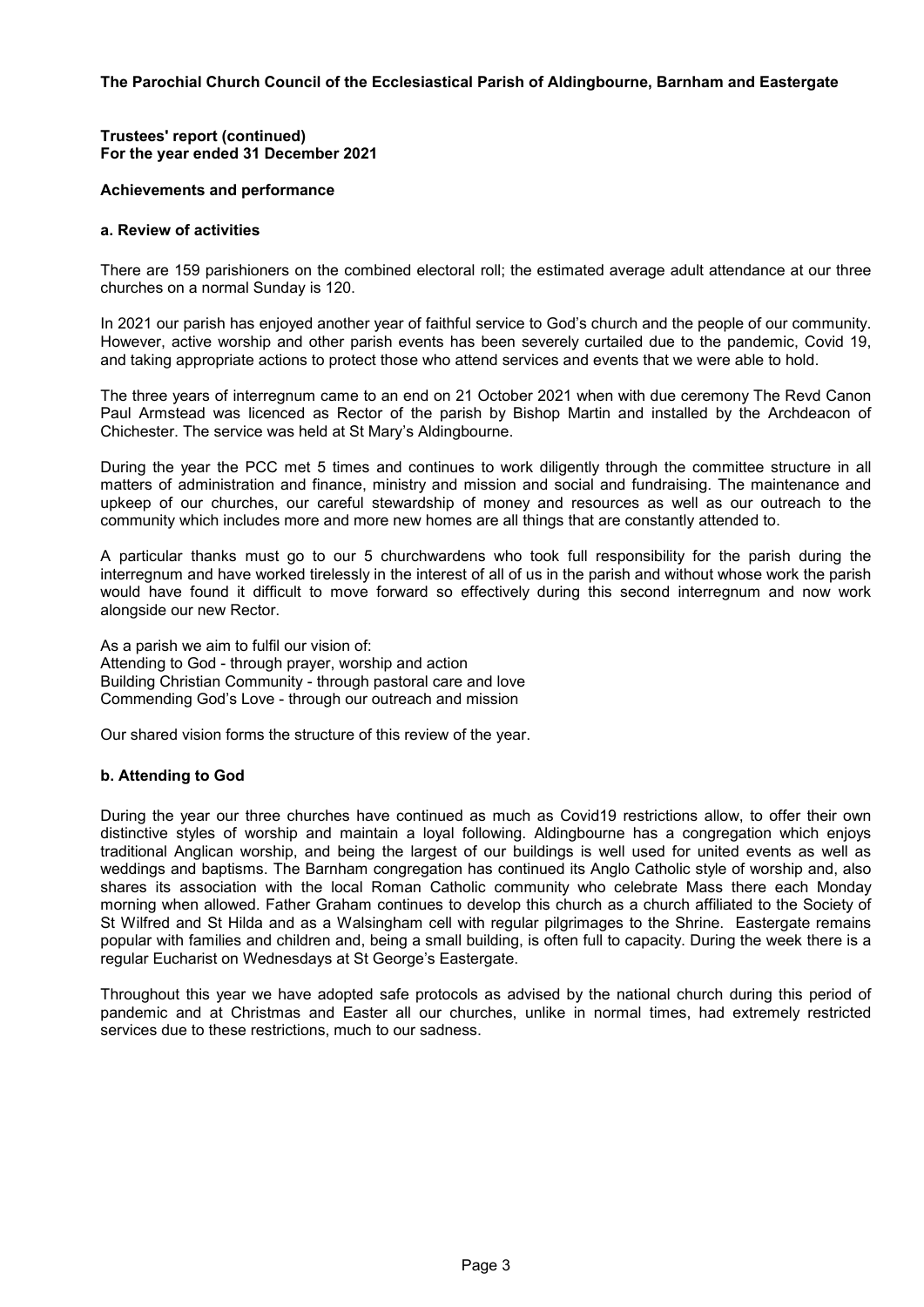**The Parochial Church Council of the Ecclesiastical Parish of Aldingbourne, Barnham and Eastergate**

**Trustees' report (continued)**
**For the year ended 31 December 2021**

## Achievements and performance

### a. Review of activities

There are 159 parishioners on the combined electoral roll; the estimated average adult attendance at our three churches on a normal Sunday is 120.

In 2021 our parish has enjoyed another year of faithful service to God's church and the people of our community. However, active worship and other parish events has been severely curtailed due to the pandemic, Covid 19, and taking appropriate actions to protect those who attend services and events that we were able to hold.

The three years of interregnum came to an end on 21 October 2021 when with due ceremony The Revd Canon Paul Armstead was licenced as Rector of the parish by Bishop Martin and installed by the Archdeacon of Chichester. The service was held at St Mary's Aldingbourne.

During the year the PCC met 5 times and continues to work diligently through the committee structure in all matters of administration and finance, ministry and mission and social and fundraising. The maintenance and upkeep of our churches, our careful stewardship of money and resources as well as our outreach to the community which includes more and more new homes are all things that are constantly attended to.

A particular thanks must go to our 5 churchwardens who took full responsibility for the parish during the interregnum and have worked tirelessly in the interest of all of us in the parish and without whose work the parish would have found it difficult to move forward so effectively during this second interregnum and now work alongside our new Rector.

As a parish we aim to fulfil our vision of:
Attending to God - through prayer, worship and action
Building Christian Community - through pastoral care and love
Commending God's Love - through our outreach and mission

Our shared vision forms the structure of this review of the year.

### b. Attending to God

During the year our three churches have continued as much as Covid19 restrictions allow, to offer their own distinctive styles of worship and maintain a loyal following. Aldingbourne has a congregation which enjoys traditional Anglican worship, and being the largest of our buildings is well used for united events as well as weddings and baptisms. The Barnham congregation has continued its Anglo Catholic style of worship and, also shares its association with the local Roman Catholic community who celebrate Mass there each Monday morning when allowed. Father Graham continues to develop this church as a church affiliated to the Society of St Wilfred and St Hilda and as a Walsingham cell with regular pilgrimages to the Shrine. Eastergate remains popular with families and children and, being a small building, is often full to capacity. During the week there is a regular Eucharist on Wednesdays at St George's Eastergate.

Throughout this year we have adopted safe protocols as advised by the national church during this period of pandemic and at Christmas and Easter all our churches, unlike in normal times, had extremely restricted services due to these restrictions, much to our sadness.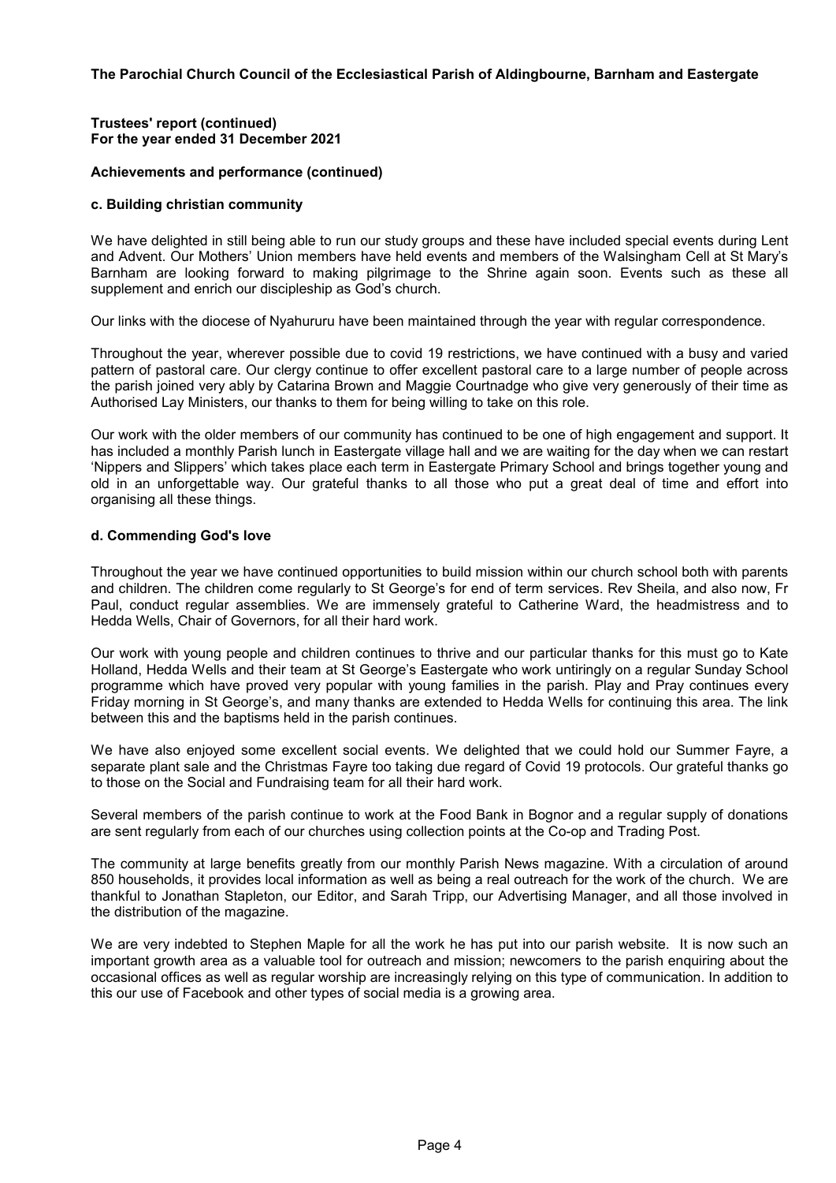**The Parochial Church Council of the Ecclesiastical Parish of Aldingbourne, Barnham and Eastergate**

**Trustees' report (continued)**
**For the year ended 31 December 2021**

**Achievements and performance (continued)**

**c. Building christian community**

We have delighted in still being able to run our study groups and these have included special events during Lent and Advent. Our Mothers' Union members have held events and members of the Walsingham Cell at St Mary's Barnham are looking forward to making pilgrimage to the Shrine again soon. Events such as these all supplement and enrich our discipleship as God's church.

Our links with the diocese of Nyahururu have been maintained through the year with regular correspondence.

Throughout the year, wherever possible due to covid 19 restrictions, we have continued with a busy and varied pattern of pastoral care. Our clergy continue to offer excellent pastoral care to a large number of people across the parish joined very ably by Catarina Brown and Maggie Courtnadge who give very generously of their time as Authorised Lay Ministers, our thanks to them for being willing to take on this role.

Our work with the older members of our community has continued to be one of high engagement and support. It has included a monthly Parish lunch in Eastergate village hall and we are waiting for the day when we can restart 'Nippers and Slippers' which takes place each term in Eastergate Primary School and brings together young and old in an unforgettable way. Our grateful thanks to all those who put a great deal of time and effort into organising all these things.

**d. Commending God's love**

Throughout the year we have continued opportunities to build mission within our church school both with parents and children. The children come regularly to St George's for end of term services. Rev Sheila, and also now, Fr Paul, conduct regular assemblies. We are immensely grateful to Catherine Ward, the headmistress and to Hedda Wells, Chair of Governors, for all their hard work.

Our work with young people and children continues to thrive and our particular thanks for this must go to Kate Holland, Hedda Wells and their team at St George's Eastergate who work untiringly on a regular Sunday School programme which have proved very popular with young families in the parish. Play and Pray continues every Friday morning in St George's, and many thanks are extended to Hedda Wells for continuing this area. The link between this and the baptisms held in the parish continues.

We have also enjoyed some excellent social events. We delighted that we could hold our Summer Fayre, a separate plant sale and the Christmas Fayre too taking due regard of Covid 19 protocols. Our grateful thanks go to those on the Social and Fundraising team for all their hard work.

Several members of the parish continue to work at the Food Bank in Bognor and a regular supply of donations are sent regularly from each of our churches using collection points at the Co-op and Trading Post.

The community at large benefits greatly from our monthly Parish News magazine. With a circulation of around 850 households, it provides local information as well as being a real outreach for the work of the church. We are thankful to Jonathan Stapleton, our Editor, and Sarah Tripp, our Advertising Manager, and all those involved in the distribution of the magazine.

We are very indebted to Stephen Maple for all the work he has put into our parish website. It is now such an important growth area as a valuable tool for outreach and mission; newcomers to the parish enquiring about the occasional offices as well as regular worship are increasingly relying on this type of communication. In addition to this our use of Facebook and other types of social media is a growing area.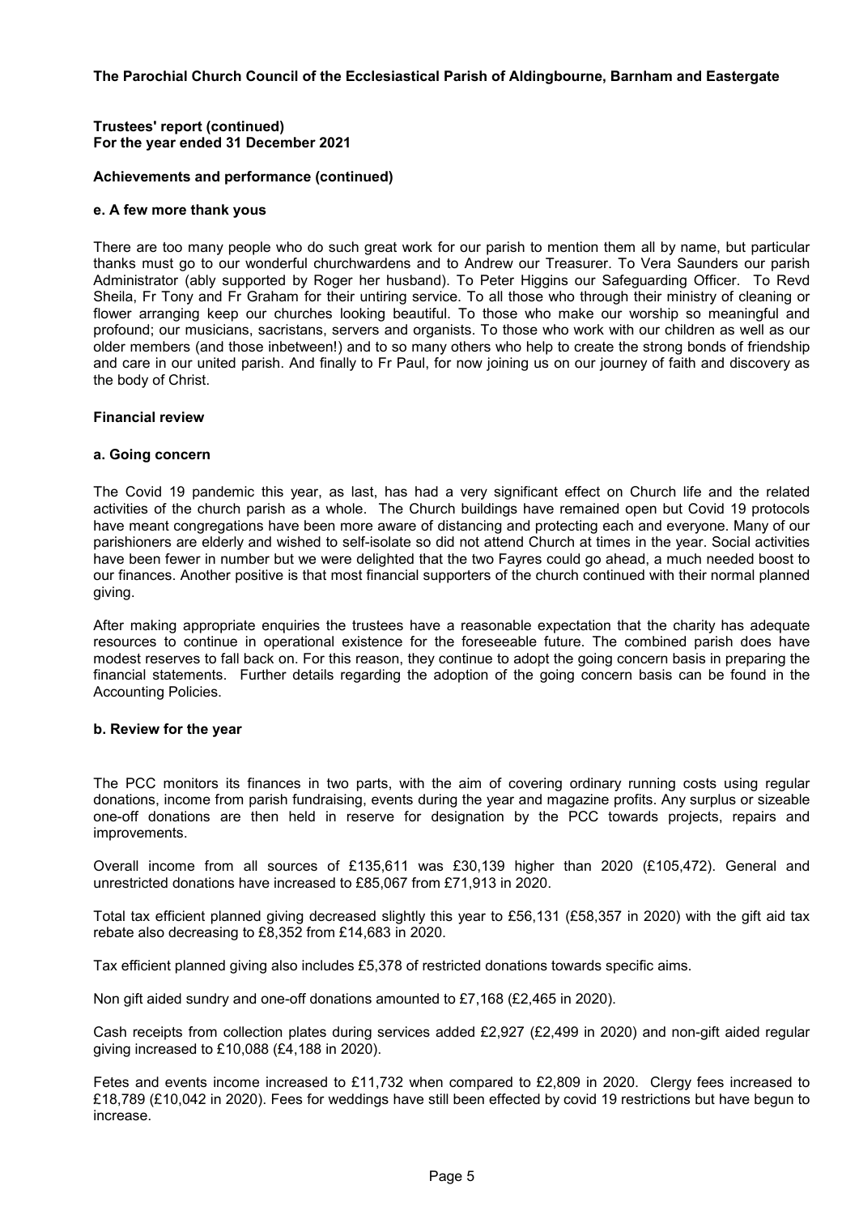**The Parochial Church Council of the Ecclesiastical Parish of Aldingbourne, Barnham and Eastergate**

**Trustees' report (continued)**
**For the year ended 31 December 2021**

**Achievements and performance (continued)**

**e. A few more thank yous**

There are too many people who do such great work for our parish to mention them all by name, but particular thanks must go to our wonderful churchwardens and to Andrew our Treasurer. To Vera Saunders our parish Administrator (ably supported by Roger her husband). To Peter Higgins our Safeguarding Officer. To Revd Sheila, Fr Tony and Fr Graham for their untiring service. To all those who through their ministry of cleaning or flower arranging keep our churches looking beautiful. To those who make our worship so meaningful and profound; our musicians, sacristans, servers and organists. To those who work with our children as well as our older members (and those inbetween!) and to so many others who help to create the strong bonds of friendship and care in our united parish. And finally to Fr Paul, for now joining us on our journey of faith and discovery as the body of Christ.

**Financial review**

**a. Going concern**

The Covid 19 pandemic this year, as last, has had a very significant effect on Church life and the related activities of the church parish as a whole. The Church buildings have remained open but Covid 19 protocols have meant congregations have been more aware of distancing and protecting each and everyone. Many of our parishioners are elderly and wished to self-isolate so did not attend Church at times in the year. Social activities have been fewer in number but we were delighted that the two Fayres could go ahead, a much needed boost to our finances. Another positive is that most financial supporters of the church continued with their normal planned giving.

After making appropriate enquiries the trustees have a reasonable expectation that the charity has adequate resources to continue in operational existence for the foreseeable future. The combined parish does have modest reserves to fall back on. For this reason, they continue to adopt the going concern basis in preparing the financial statements. Further details regarding the adoption of the going concern basis can be found in the Accounting Policies.

**b. Review for the year**

The PCC monitors its finances in two parts, with the aim of covering ordinary running costs using regular donations, income from parish fundraising, events during the year and magazine profits. Any surplus or sizeable one-off donations are then held in reserve for designation by the PCC towards projects, repairs and improvements.

Overall income from all sources of £135,611 was £30,139 higher than 2020 (£105,472). General and unrestricted donations have increased to £85,067 from £71,913 in 2020.

Total tax efficient planned giving decreased slightly this year to £56,131 (£58,357 in 2020) with the gift aid tax rebate also decreasing to £8,352 from £14,683 in 2020.

Tax efficient planned giving also includes £5,378 of restricted donations towards specific aims.

Non gift aided sundry and one-off donations amounted to £7,168 (£2,465 in 2020).

Cash receipts from collection plates during services added £2,927 (£2,499 in 2020) and non-gift aided regular giving increased to £10,088 (£4,188 in 2020).

Fetes and events income increased to £11,732 when compared to £2,809 in 2020. Clergy fees increased to £18,789 (£10,042 in 2020). Fees for weddings have still been effected by covid 19 restrictions but have begun to increase.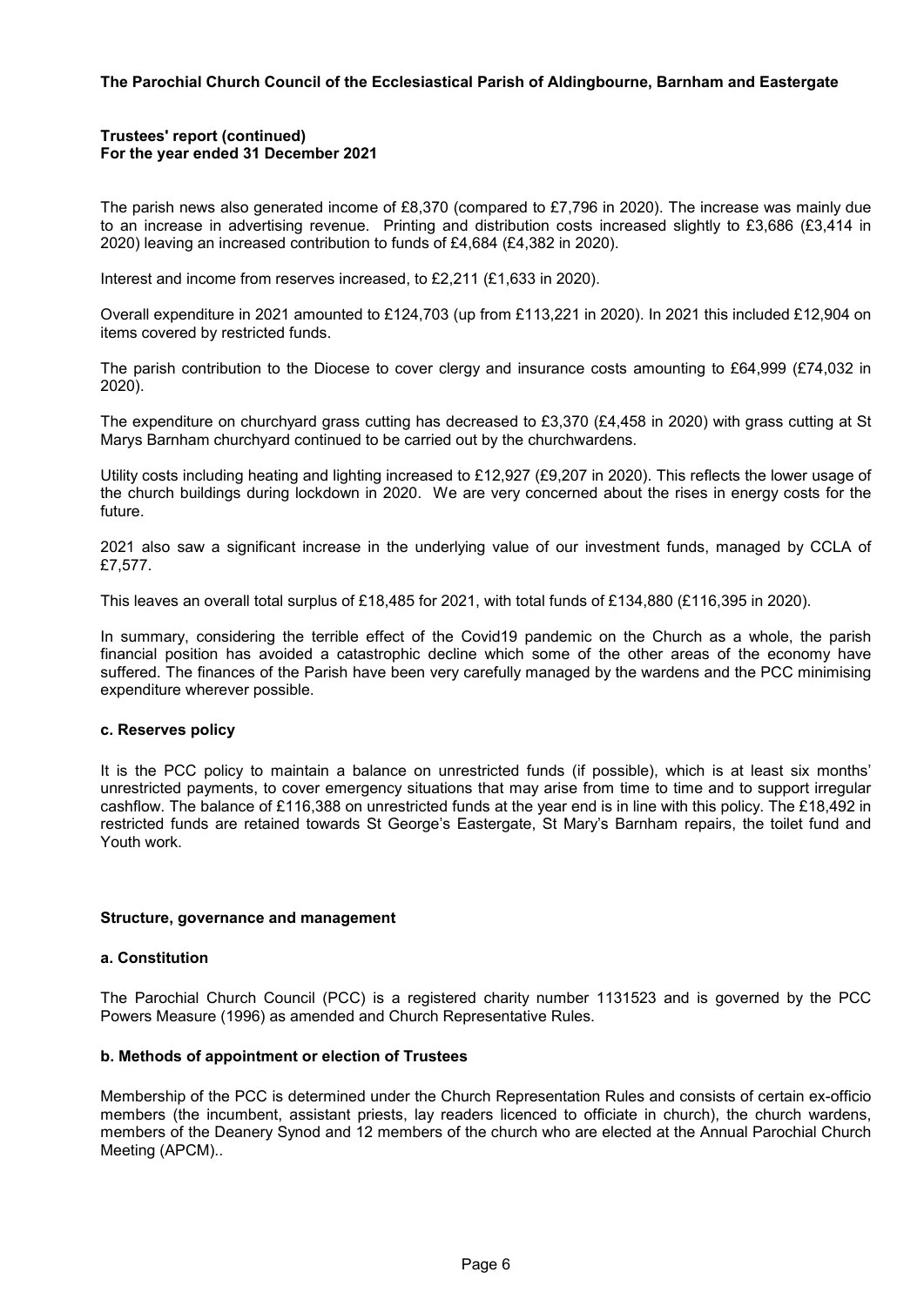**Trustees' report (continued)**
**For the year ended 31 December 2021**

The parish news also generated income of £8,370 (compared to £7,796 in 2020). The increase was mainly due to an increase in advertising revenue. Printing and distribution costs increased slightly to £3,686 (£3,414 in 2020) leaving an increased contribution to funds of £4,684 (£4,382 in 2020).

Interest and income from reserves increased, to £2,211 (£1,633 in 2020).

Overall expenditure in 2021 amounted to £124,703 (up from £113,221 in 2020). In 2021 this included £12,904 on items covered by restricted funds.

The parish contribution to the Diocese to cover clergy and insurance costs amounting to £64,999 (£74,032 in 2020).

The expenditure on churchyard grass cutting has decreased to £3,370 (£4,458 in 2020) with grass cutting at St Marys Barnham churchyard continued to be carried out by the churchwardens.

Utility costs including heating and lighting increased to £12,927 (£9,207 in 2020). This reflects the lower usage of the church buildings during lockdown in 2020. We are very concerned about the rises in energy costs for the future.

2021 also saw a significant increase in the underlying value of our investment funds, managed by CCLA of £7,577.

This leaves an overall total surplus of £18,485 for 2021, with total funds of £134,880 (£116,395 in 2020).

In summary, considering the terrible effect of the Covid19 pandemic on the Church as a whole, the parish financial position has avoided a catastrophic decline which some of the other areas of the economy have suffered. The finances of the Parish have been very carefully managed by the wardens and the PCC minimising expenditure wherever possible.

### c. Reserves policy

It is the PCC policy to maintain a balance on unrestricted funds (if possible), which is at least six months' unrestricted payments, to cover emergency situations that may arise from time to time and to support irregular cashflow. The balance of £116,388 on unrestricted funds at the year end is in line with this policy. The £18,492 in restricted funds are retained towards St George's Eastergate, St Mary's Barnham repairs, the toilet fund and Youth work.

## Structure, governance and management

### a. Constitution

The Parochial Church Council (PCC) is a registered charity number 1131523 and is governed by the PCC Powers Measure (1996) as amended and Church Representative Rules.

### b. Methods of appointment or election of Trustees

Membership of the PCC is determined under the Church Representation Rules and consists of certain ex-officio members (the incumbent, assistant priests, lay readers licenced to officiate in church), the church wardens, members of the Deanery Synod and 12 members of the church who are elected at the Annual Parochial Church Meeting (APCM)..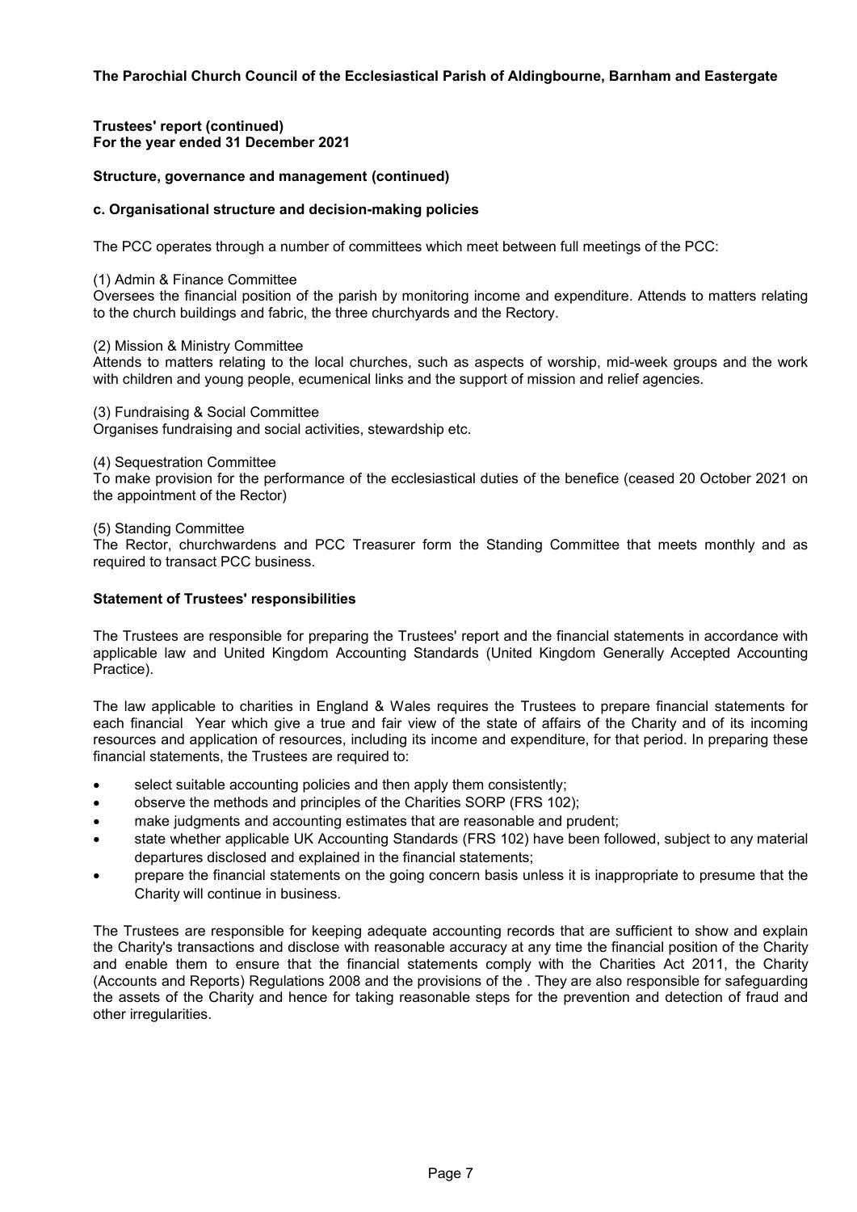**The Parochial Church Council of the Ecclesiastical Parish of Aldingbourne, Barnham and Eastergate**

**Trustees' report (continued)**
**For the year ended 31 December 2021**

**Structure, governance and management (continued)**

**c. Organisational structure and decision-making policies**

The PCC operates through a number of committees which meet between full meetings of the PCC:

(1) Admin & Finance Committee
Oversees the financial position of the parish by monitoring income and expenditure. Attends to matters relating to the church buildings and fabric, the three churchyards and the Rectory.

(2) Mission & Ministry Committee
Attends to matters relating to the local churches, such as aspects of worship, mid-week groups and the work with children and young people, ecumenical links and the support of mission and relief agencies.

(3) Fundraising & Social Committee
Organises fundraising and social activities, stewardship etc.

(4) Sequestration Committee
To make provision for the performance of the ecclesiastical duties of the benefice (ceased 20 October 2021 on the appointment of the Rector)

(5) Standing Committee
The Rector, churchwardens and PCC Treasurer form the Standing Committee that meets monthly and as required to transact PCC business.

**Statement of Trustees' responsibilities**

The Trustees are responsible for preparing the Trustees' report and the financial statements in accordance with applicable law and United Kingdom Accounting Standards (United Kingdom Generally Accepted Accounting Practice).

The law applicable to charities in England & Wales requires the Trustees to prepare financial statements for each financial Year which give a true and fair view of the state of affairs of the Charity and of its incoming resources and application of resources, including its income and expenditure, for that period. In preparing these financial statements, the Trustees are required to:

- select suitable accounting policies and then apply them consistently;
- observe the methods and principles of the Charities SORP (FRS 102);
- make judgments and accounting estimates that are reasonable and prudent;
- state whether applicable UK Accounting Standards (FRS 102) have been followed, subject to any material departures disclosed and explained in the financial statements;
- prepare the financial statements on the going concern basis unless it is inappropriate to presume that the Charity will continue in business.

The Trustees are responsible for keeping adequate accounting records that are sufficient to show and explain the Charity's transactions and disclose with reasonable accuracy at any time the financial position of the Charity and enable them to ensure that the financial statements comply with the Charities Act 2011, the Charity (Accounts and Reports) Regulations 2008 and the provisions of the . They are also responsible for safeguarding the assets of the Charity and hence for taking reasonable steps for the prevention and detection of fraud and other irregularities.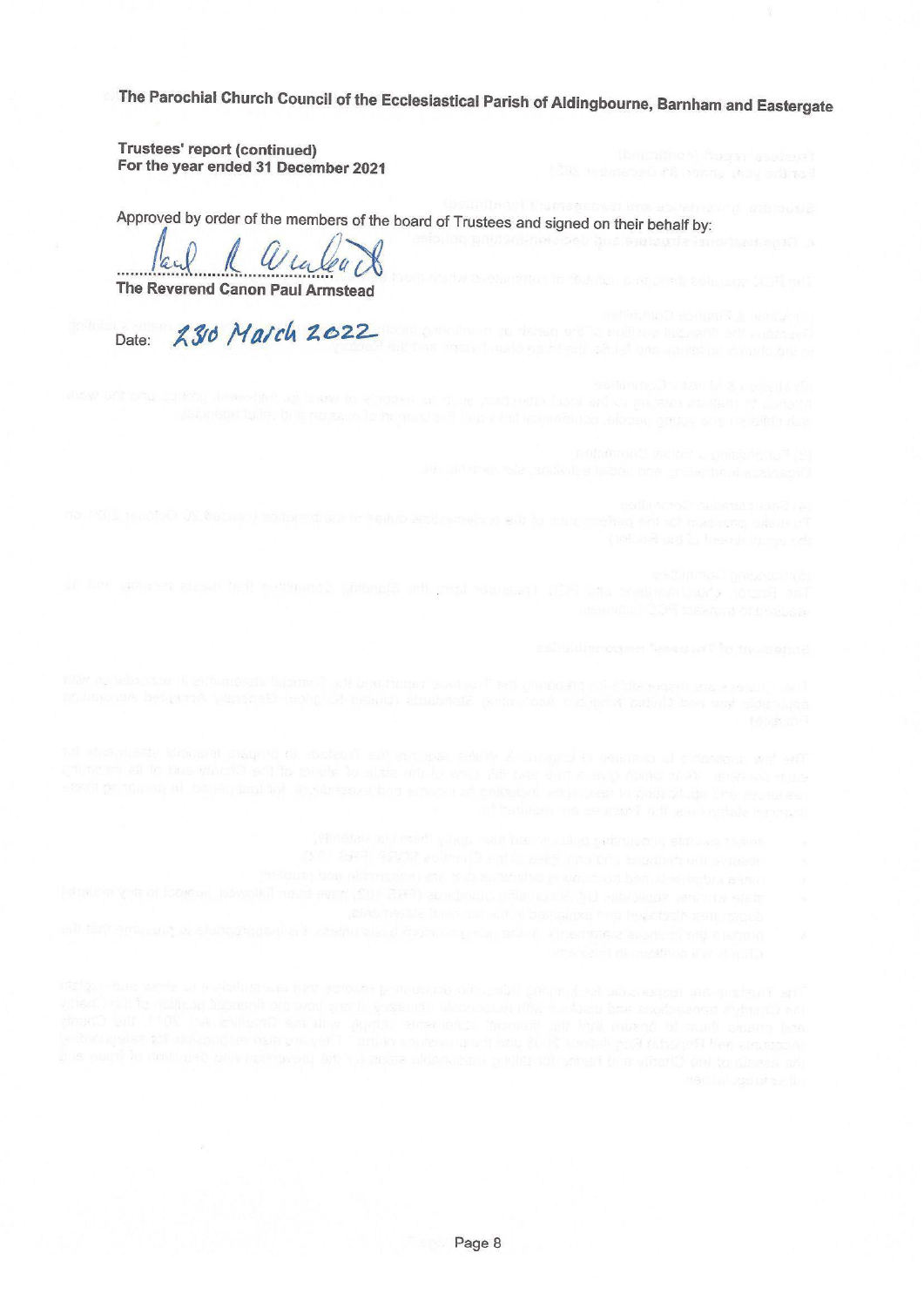The Parochial Church Council of the Ecclesiastical Parish of Aldingbourne, Barnham and Eastergate

**Trustees' report (continued)**
**For the year ended 31 December 2021**

Approved by order of the members of the board of Trustees and signed on their behalf by:

..............................................
**The Reverend Canon Paul Armstead**

Date: 23rd March 2022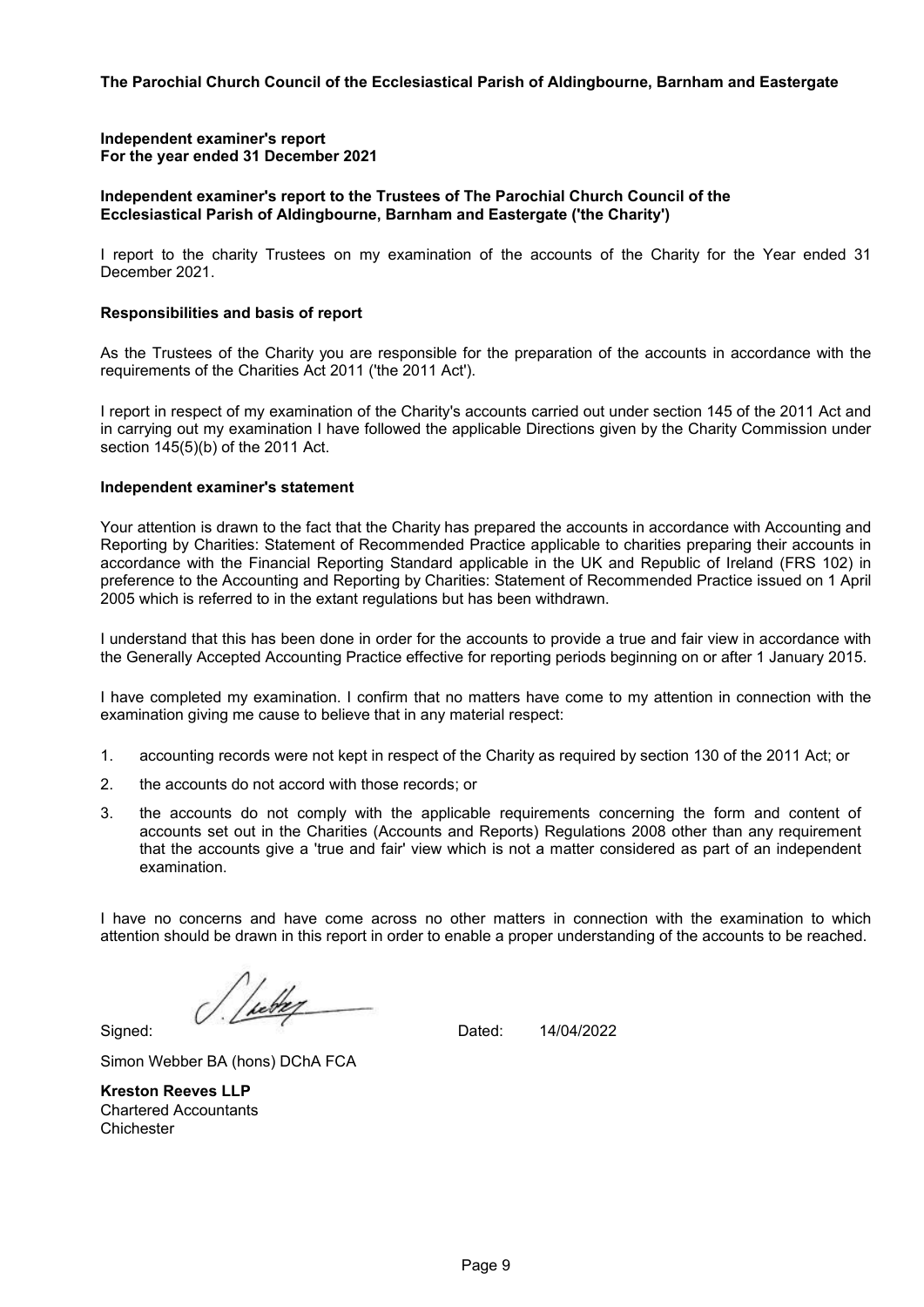**The Parochial Church Council of the Ecclesiastical Parish of Aldingbourne, Barnham and Eastergate**

**Independent examiner's report**
**For the year ended 31 December 2021**

**Independent examiner's report to the Trustees of The Parochial Church Council of the Ecclesiastical Parish of Aldingbourne, Barnham and Eastergate ('the Charity')**

I report to the charity Trustees on my examination of the accounts of the Charity for the Year ended 31 December 2021.

**Responsibilities and basis of report**

As the Trustees of the Charity you are responsible for the preparation of the accounts in accordance with the requirements of the Charities Act 2011 ('the 2011 Act').

I report in respect of my examination of the Charity's accounts carried out under section 145 of the 2011 Act and in carrying out my examination I have followed the applicable Directions given by the Charity Commission under section 145(5)(b) of the 2011 Act.

**Independent examiner's statement**

Your attention is drawn to the fact that the Charity has prepared the accounts in accordance with Accounting and Reporting by Charities: Statement of Recommended Practice applicable to charities preparing their accounts in accordance with the Financial Reporting Standard applicable in the UK and Republic of Ireland (FRS 102) in preference to the Accounting and Reporting by Charities: Statement of Recommended Practice issued on 1 April 2005 which is referred to in the extant regulations but has been withdrawn.

I understand that this has been done in order for the accounts to provide a true and fair view in accordance with the Generally Accepted Accounting Practice effective for reporting periods beginning on or after 1 January 2015.

I have completed my examination. I confirm that no matters have come to my attention in connection with the examination giving me cause to believe that in any material respect:

1. accounting records were not kept in respect of the Charity as required by section 130 of the 2011 Act; or
2. the accounts do not accord with those records; or
3. the accounts do not comply with the applicable requirements concerning the form and content of accounts set out in the Charities (Accounts and Reports) Regulations 2008 other than any requirement that the accounts give a 'true and fair' view which is not a matter considered as part of an independent examination.

I have no concerns and have come across no other matters in connection with the examination to which attention should be drawn in this report in order to enable a proper understanding of the accounts to be reached.

Signed: Dated: 14/04/2022

Simon Webber BA (hons) DChA FCA

**Kreston Reeves LLP**
Chartered Accountants
Chichester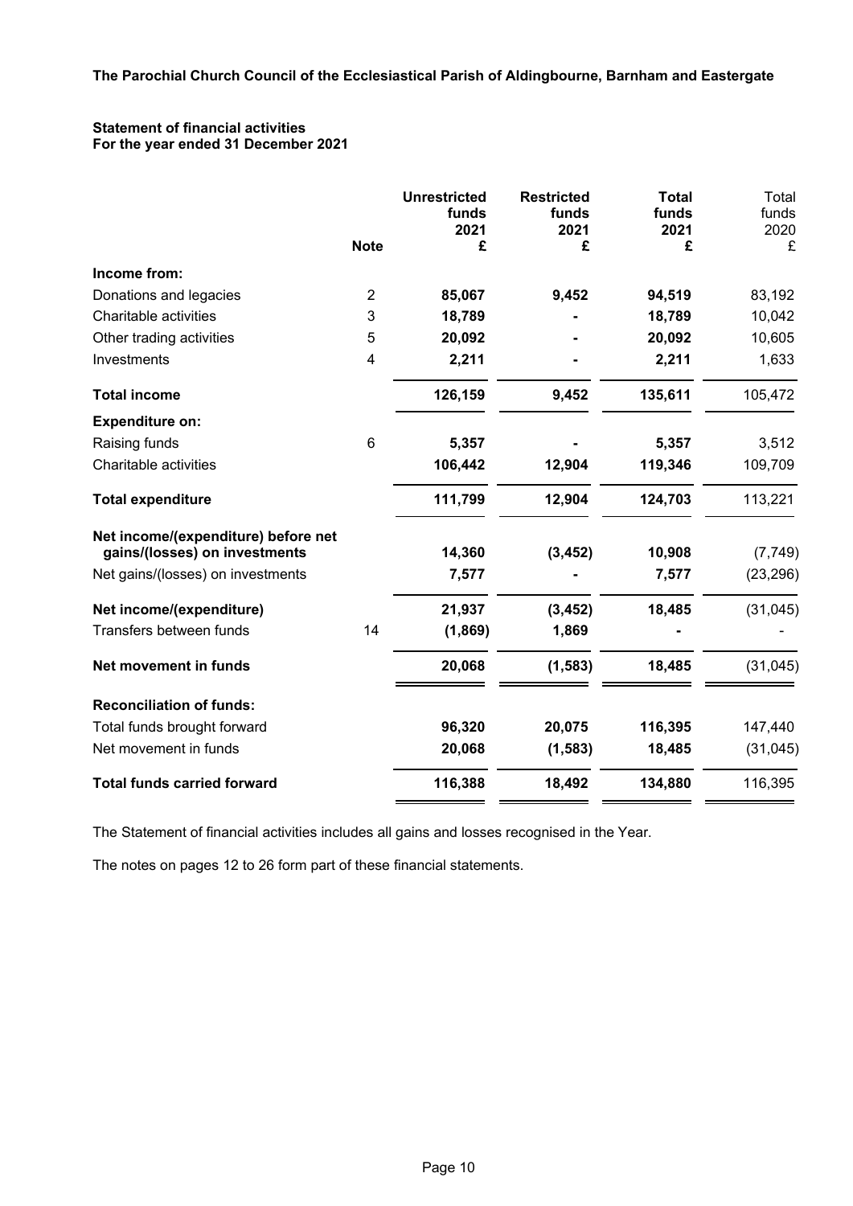**The Parochial Church Council of the Ecclesiastical Parish of Aldingbourne, Barnham and Eastergate**

**Statement of financial activities**
**For the year ended 31 December 2021**

| | Note | Unrestricted funds 2021 £ | Restricted funds 2021 £ | Total funds 2021 £ | Total funds 2020 £ |
|---|---|---|---|---|---|
| **Income from:** | | | | | |
| Donations and legacies | 2 | **85,067** | **9,452** | **94,519** | 83,192 |
| Charitable activities | 3 | **18,789** | **-** | **18,789** | 10,042 |
| Other trading activities | 5 | **20,092** | **-** | **20,092** | 10,605 |
| Investments | 4 | **2,211** | **-** | **2,211** | 1,633 |
| **Total income** | | **126,159** | **9,452** | **135,611** | 105,472 |
| **Expenditure on:** | | | | | |
| Raising funds | 6 | **5,357** | **-** | **5,357** | 3,512 |
| Charitable activities | | **106,442** | **12,904** | **119,346** | 109,709 |
| **Total expenditure** | | **111,799** | **12,904** | **124,703** | 113,221 |
| **Net income/(expenditure) before net gains/(losses) on investments** | | **14,360** | **(3,452)** | **10,908** | (7,749) |
| Net gains/(losses) on investments | | **7,577** | **-** | **7,577** | (23,296) |
| **Net income/(expenditure)** | | **21,937** | **(3,452)** | **18,485** | (31,045) |
| Transfers between funds | 14 | **(1,869)** | **1,869** | **-** | - |
| **Net movement in funds** | | **20,068** | **(1,583)** | **18,485** | (31,045) |
| **Reconciliation of funds:** | | | | | |
| Total funds brought forward | | **96,320** | **20,075** | **116,395** | 147,440 |
| Net movement in funds | | **20,068** | **(1,583)** | **18,485** | (31,045) |
| **Total funds carried forward** | | **116,388** | **18,492** | **134,880** | 116,395 |

The Statement of financial activities includes all gains and losses recognised in the Year.

The notes on pages 12 to 26 form part of these financial statements.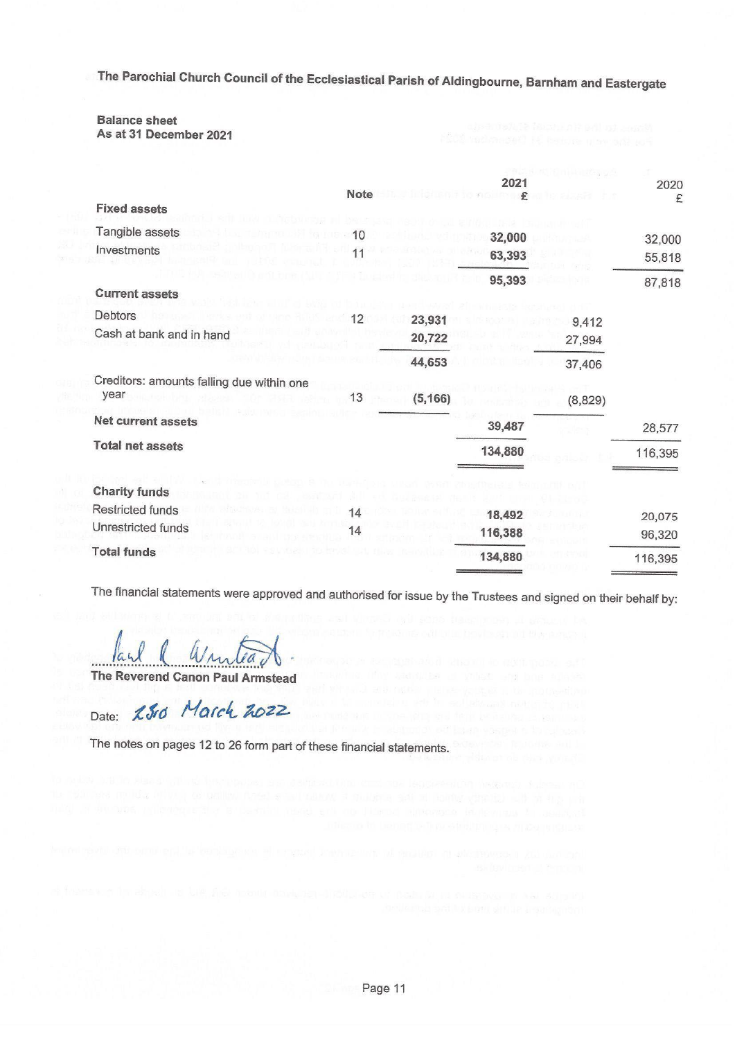**The Parochial Church Council of the Ecclesiastical Parish of Aldingbourne, Barnham and Eastergate**

**Balance sheet**
**As at 31 December 2021**

| | Note | | 2021 £ | | 2020 £ |
|---|---|---|---|---|---|
| **Fixed assets** | | | | | |
| Tangible assets | 10 | | **32,000** | | 32,000 |
| Investments | 11 | | **63,393** | | 55,818 |
| | | | **95,393** | | 87,818 |
| **Current assets** | | | | | |
| Debtors | 12 | **23,931** | | 9,412 | |
| Cash at bank and in hand | | **20,722** | | 27,994 | |
| | | **44,653** | | 37,406 | |
| Creditors: amounts falling due within one year | 13 | **(5,166)** | | (8,829) | |
| **Net current assets** | | | **39,487** | | 28,577 |
| **Total net assets** | | | **134,880** | | 116,395 |
| **Charity funds** | | | | | |
| Restricted funds | 14 | | **18,492** | | 20,075 |
| Unrestricted funds | 14 | | **116,388** | | 96,320 |
| **Total funds** | | | **134,880** | | 116,395 |

The financial statements were approved and authorised for issue by the Trustees and signed on their behalf by:

Paul R Armstead

**The Reverend Canon Paul Armstead**

Date: 23rd March 2022

The notes on pages 12 to 26 form part of these financial statements.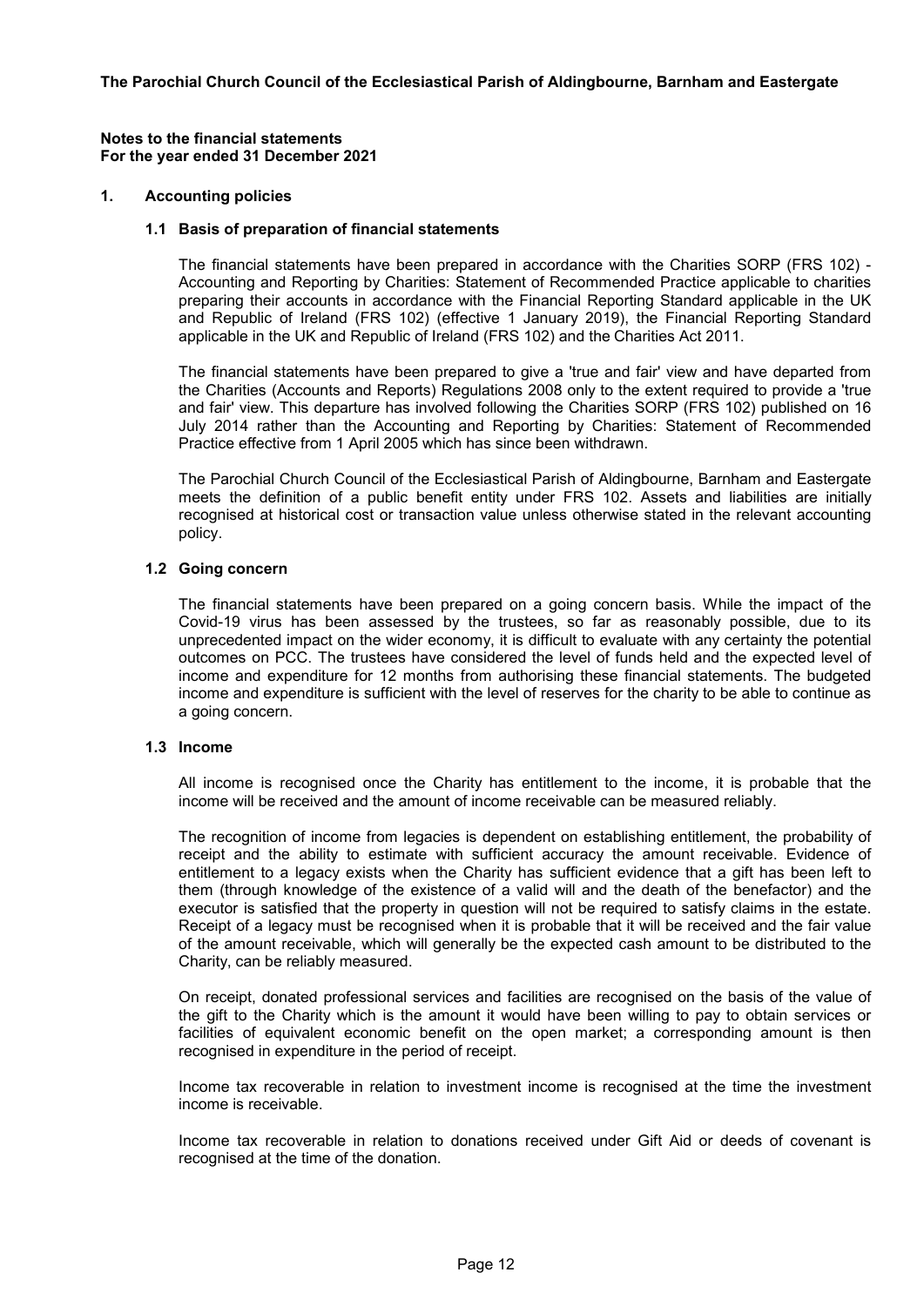**The Parochial Church Council of the Ecclesiastical Parish of Aldingbourne, Barnham and Eastergate**

**Notes to the financial statements**
**For the year ended 31 December 2021**

## 1. Accounting policies

### 1.1 Basis of preparation of financial statements

The financial statements have been prepared in accordance with the Charities SORP (FRS 102) - Accounting and Reporting by Charities: Statement of Recommended Practice applicable to charities preparing their accounts in accordance with the Financial Reporting Standard applicable in the UK and Republic of Ireland (FRS 102) (effective 1 January 2019), the Financial Reporting Standard applicable in the UK and Republic of Ireland (FRS 102) and the Charities Act 2011.

The financial statements have been prepared to give a 'true and fair' view and have departed from the Charities (Accounts and Reports) Regulations 2008 only to the extent required to provide a 'true and fair' view. This departure has involved following the Charities SORP (FRS 102) published on 16 July 2014 rather than the Accounting and Reporting by Charities: Statement of Recommended Practice effective from 1 April 2005 which has since been withdrawn.

The Parochial Church Council of the Ecclesiastical Parish of Aldingbourne, Barnham and Eastergate meets the definition of a public benefit entity under FRS 102. Assets and liabilities are initially recognised at historical cost or transaction value unless otherwise stated in the relevant accounting policy.

### 1.2 Going concern

The financial statements have been prepared on a going concern basis. While the impact of the Covid-19 virus has been assessed by the trustees, so far as reasonably possible, due to its unprecedented impact on the wider economy, it is difficult to evaluate with any certainty the potential outcomes on PCC. The trustees have considered the level of funds held and the expected level of income and expenditure for 12 months from authorising these financial statements. The budgeted income and expenditure is sufficient with the level of reserves for the charity to be able to continue as a going concern.

### 1.3 Income

All income is recognised once the Charity has entitlement to the income, it is probable that the income will be received and the amount of income receivable can be measured reliably.

The recognition of income from legacies is dependent on establishing entitlement, the probability of receipt and the ability to estimate with sufficient accuracy the amount receivable. Evidence of entitlement to a legacy exists when the Charity has sufficient evidence that a gift has been left to them (through knowledge of the existence of a valid will and the death of the benefactor) and the executor is satisfied that the property in question will not be required to satisfy claims in the estate. Receipt of a legacy must be recognised when it is probable that it will be received and the fair value of the amount receivable, which will generally be the expected cash amount to be distributed to the Charity, can be reliably measured.

On receipt, donated professional services and facilities are recognised on the basis of the value of the gift to the Charity which is the amount it would have been willing to pay to obtain services or facilities of equivalent economic benefit on the open market; a corresponding amount is then recognised in expenditure in the period of receipt.

Income tax recoverable in relation to investment income is recognised at the time the investment income is receivable.

Income tax recoverable in relation to donations received under Gift Aid or deeds of covenant is recognised at the time of the donation.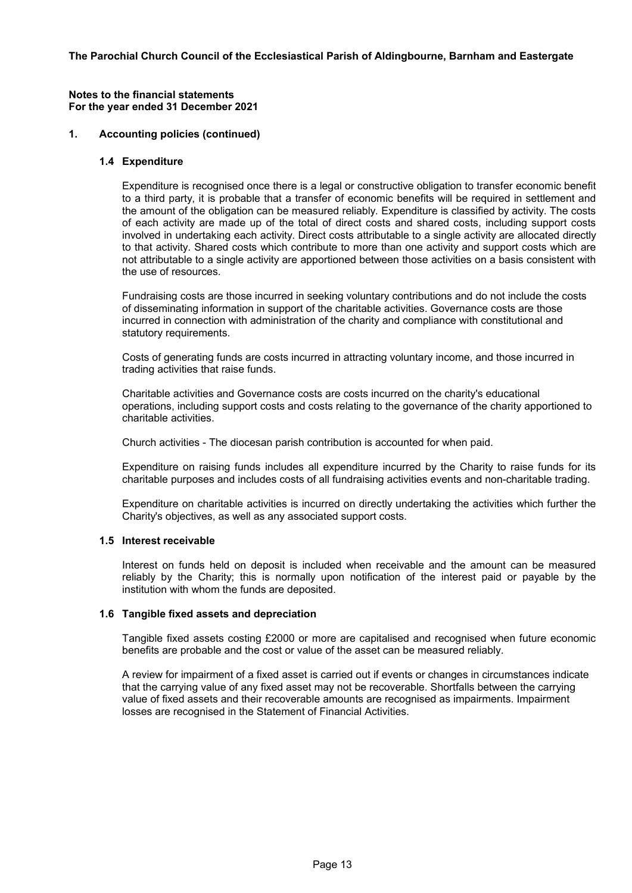**The Parochial Church Council of the Ecclesiastical Parish of Aldingbourne, Barnham and Eastergate**

**Notes to the financial statements**
**For the year ended 31 December 2021**

## 1. Accounting policies (continued)

### 1.4 Expenditure

Expenditure is recognised once there is a legal or constructive obligation to transfer economic benefit to a third party, it is probable that a transfer of economic benefits will be required in settlement and the amount of the obligation can be measured reliably. Expenditure is classified by activity. The costs of each activity are made up of the total of direct costs and shared costs, including support costs involved in undertaking each activity. Direct costs attributable to a single activity are allocated directly to that activity. Shared costs which contribute to more than one activity and support costs which are not attributable to a single activity are apportioned between those activities on a basis consistent with the use of resources.

Fundraising costs are those incurred in seeking voluntary contributions and do not include the costs of disseminating information in support of the charitable activities. Governance costs are those incurred in connection with administration of the charity and compliance with constitutional and statutory requirements.

Costs of generating funds are costs incurred in attracting voluntary income, and those incurred in trading activities that raise funds.

Charitable activities and Governance costs are costs incurred on the charity's educational operations, including support costs and costs relating to the governance of the charity apportioned to charitable activities.

Church activities - The diocesan parish contribution is accounted for when paid.

Expenditure on raising funds includes all expenditure incurred by the Charity to raise funds for its charitable purposes and includes costs of all fundraising activities events and non-charitable trading.

Expenditure on charitable activities is incurred on directly undertaking the activities which further the Charity's objectives, as well as any associated support costs.

### 1.5 Interest receivable

Interest on funds held on deposit is included when receivable and the amount can be measured reliably by the Charity; this is normally upon notification of the interest paid or payable by the institution with whom the funds are deposited.

### 1.6 Tangible fixed assets and depreciation

Tangible fixed assets costing £2000 or more are capitalised and recognised when future economic benefits are probable and the cost or value of the asset can be measured reliably.

A review for impairment of a fixed asset is carried out if events or changes in circumstances indicate that the carrying value of any fixed asset may not be recoverable. Shortfalls between the carrying value of fixed assets and their recoverable amounts are recognised as impairments. Impairment losses are recognised in the Statement of Financial Activities.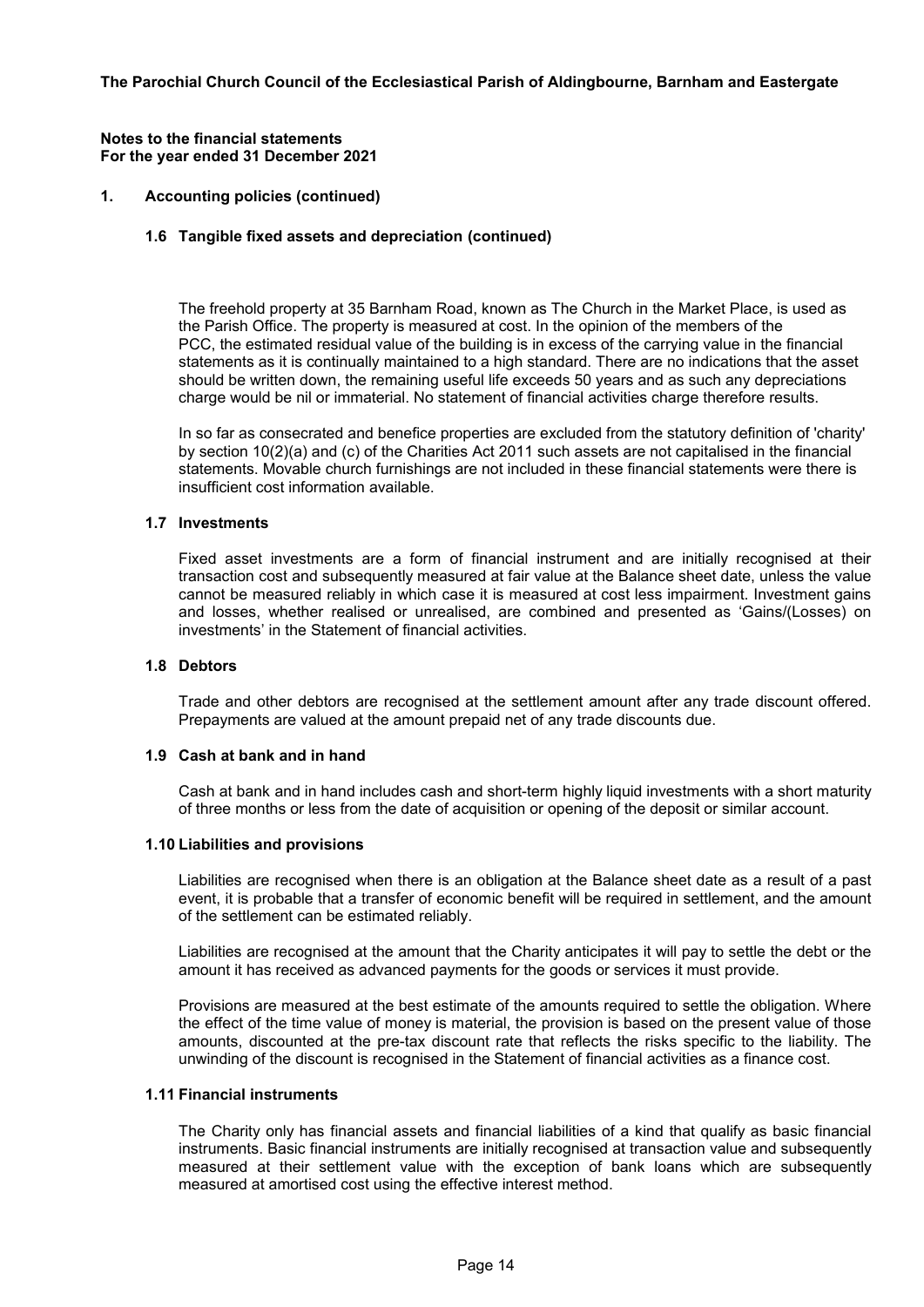**The Parochial Church Council of the Ecclesiastical Parish of Aldingbourne, Barnham and Eastergate**

**Notes to the financial statements**
**For the year ended 31 December 2021**

## 1. Accounting policies (continued)

### 1.6 Tangible fixed assets and depreciation (continued)

The freehold property at 35 Barnham Road, known as The Church in the Market Place, is used as the Parish Office. The property is measured at cost. In the opinion of the members of the PCC, the estimated residual value of the building is in excess of the carrying value in the financial statements as it is continually maintained to a high standard. There are no indications that the asset should be written down, the remaining useful life exceeds 50 years and as such any depreciations charge would be nil or immaterial. No statement of financial activities charge therefore results.

In so far as consecrated and benefice properties are excluded from the statutory definition of 'charity' by section 10(2)(a) and (c) of the Charities Act 2011 such assets are not capitalised in the financial statements. Movable church furnishings are not included in these financial statements were there is insufficient cost information available.

### 1.7 Investments

Fixed asset investments are a form of financial instrument and are initially recognised at their transaction cost and subsequently measured at fair value at the Balance sheet date, unless the value cannot be measured reliably in which case it is measured at cost less impairment. Investment gains and losses, whether realised or unrealised, are combined and presented as 'Gains/(Losses) on investments' in the Statement of financial activities.

### 1.8 Debtors

Trade and other debtors are recognised at the settlement amount after any trade discount offered. Prepayments are valued at the amount prepaid net of any trade discounts due.

### 1.9 Cash at bank and in hand

Cash at bank and in hand includes cash and short-term highly liquid investments with a short maturity of three months or less from the date of acquisition or opening of the deposit or similar account.

### 1.10 Liabilities and provisions

Liabilities are recognised when there is an obligation at the Balance sheet date as a result of a past event, it is probable that a transfer of economic benefit will be required in settlement, and the amount of the settlement can be estimated reliably.

Liabilities are recognised at the amount that the Charity anticipates it will pay to settle the debt or the amount it has received as advanced payments for the goods or services it must provide.

Provisions are measured at the best estimate of the amounts required to settle the obligation. Where the effect of the time value of money is material, the provision is based on the present value of those amounts, discounted at the pre-tax discount rate that reflects the risks specific to the liability. The unwinding of the discount is recognised in the Statement of financial activities as a finance cost.

### 1.11 Financial instruments

The Charity only has financial assets and financial liabilities of a kind that qualify as basic financial instruments. Basic financial instruments are initially recognised at transaction value and subsequently measured at their settlement value with the exception of bank loans which are subsequently measured at amortised cost using the effective interest method.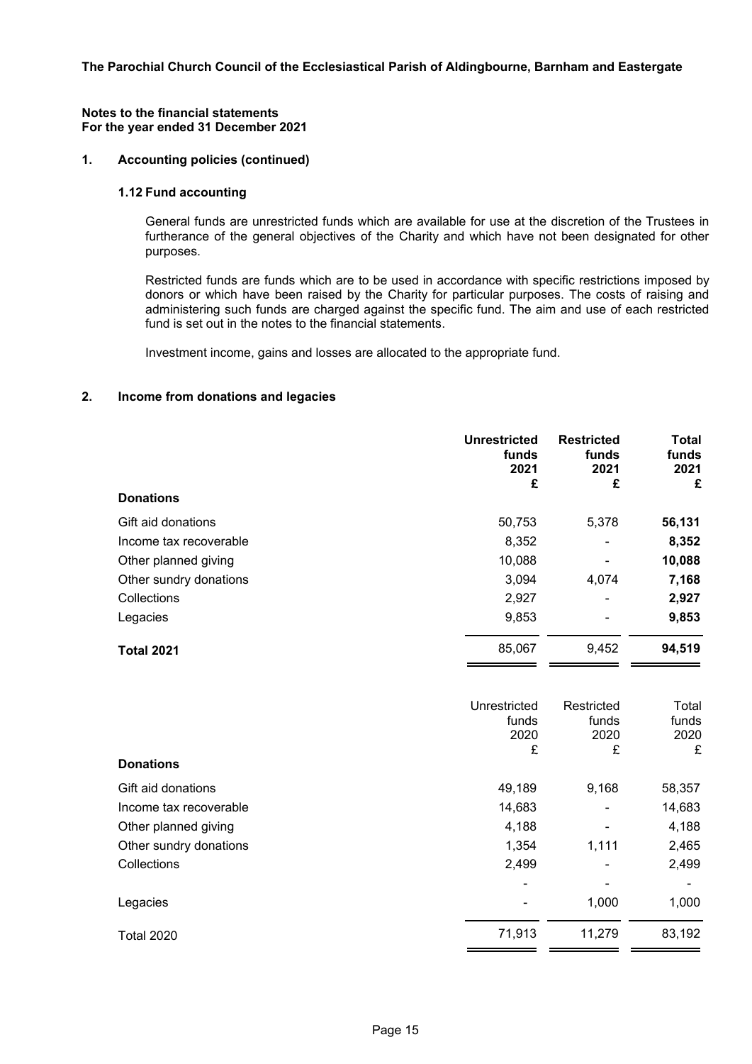**The Parochial Church Council of the Ecclesiastical Parish of Aldingbourne, Barnham and Eastergate**

**Notes to the financial statements**
**For the year ended 31 December 2021**

## 1. Accounting policies (continued)

### 1.12 Fund accounting

General funds are unrestricted funds which are available for use at the discretion of the Trustees in furtherance of the general objectives of the Charity and which have not been designated for other purposes.

Restricted funds are funds which are to be used in accordance with specific restrictions imposed by donors or which have been raised by the Charity for particular purposes. The costs of raising and administering such funds are charged against the specific fund. The aim and use of each restricted fund is set out in the notes to the financial statements.

Investment income, gains and losses are allocated to the appropriate fund.

## 2. Income from donations and legacies

| | **Unrestricted funds 2021 £** | **Restricted funds 2021 £** | **Total funds 2021 £** |
|---|---|---|---|
| **Donations** | | | |
| Gift aid donations | 50,753 | 5,378 | **56,131** |
| Income tax recoverable | 8,352 | - | **8,352** |
| Other planned giving | 10,088 | - | **10,088** |
| Other sundry donations | 3,094 | 4,074 | **7,168** |
| Collections | 2,927 | - | **2,927** |
| Legacies | 9,853 | - | **9,853** |
| **Total 2021** | 85,067 | 9,452 | **94,519** |

| | Unrestricted funds 2020 £ | Restricted funds 2020 £ | Total funds 2020 £ |
|---|---|---|---|
| **Donations** | | | |
| Gift aid donations | 49,189 | 9,168 | 58,357 |
| Income tax recoverable | 14,683 | - | 14,683 |
| Other planned giving | 4,188 | - | 4,188 |
| Other sundry donations | 1,354 | 1,111 | 2,465 |
| Collections | 2,499 | - | 2,499 |
| | - | - | - |
| Legacies | - | 1,000 | 1,000 |
| Total 2020 | 71,913 | 11,279 | 83,192 |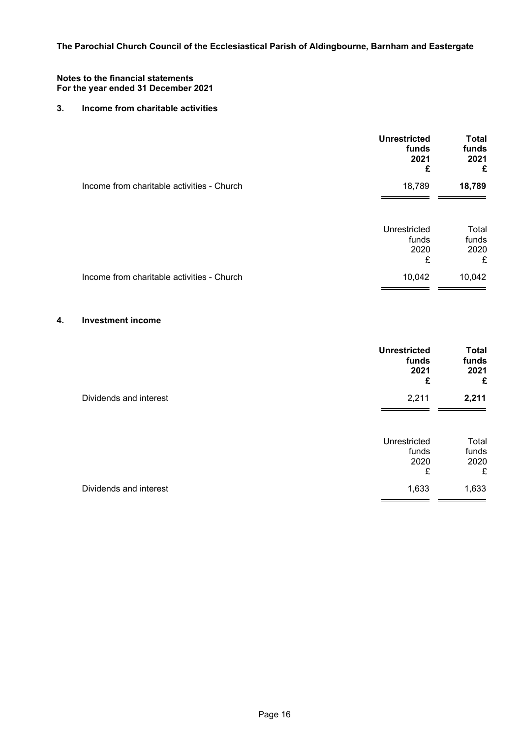**The Parochial Church Council of the Ecclesiastical Parish of Aldingbourne, Barnham and Eastergate**

**Notes to the financial statements**
**For the year ended 31 December 2021**

## 3. Income from charitable activities

| | **Unrestricted funds 2021 £** | **Total funds 2021 £** |
|---|---|---|
| Income from charitable activities - Church | 18,789 | **18,789** |

| | Unrestricted funds 2020 £ | Total funds 2020 £ |
|---|---|---|
| Income from charitable activities - Church | 10,042 | 10,042 |

## 4. Investment income

| | **Unrestricted funds 2021 £** | **Total funds 2021 £** |
|---|---|---|
| Dividends and interest | 2,211 | **2,211** |

| | Unrestricted funds 2020 £ | Total funds 2020 £ |
|---|---|---|
| Dividends and interest | 1,633 | 1,633 |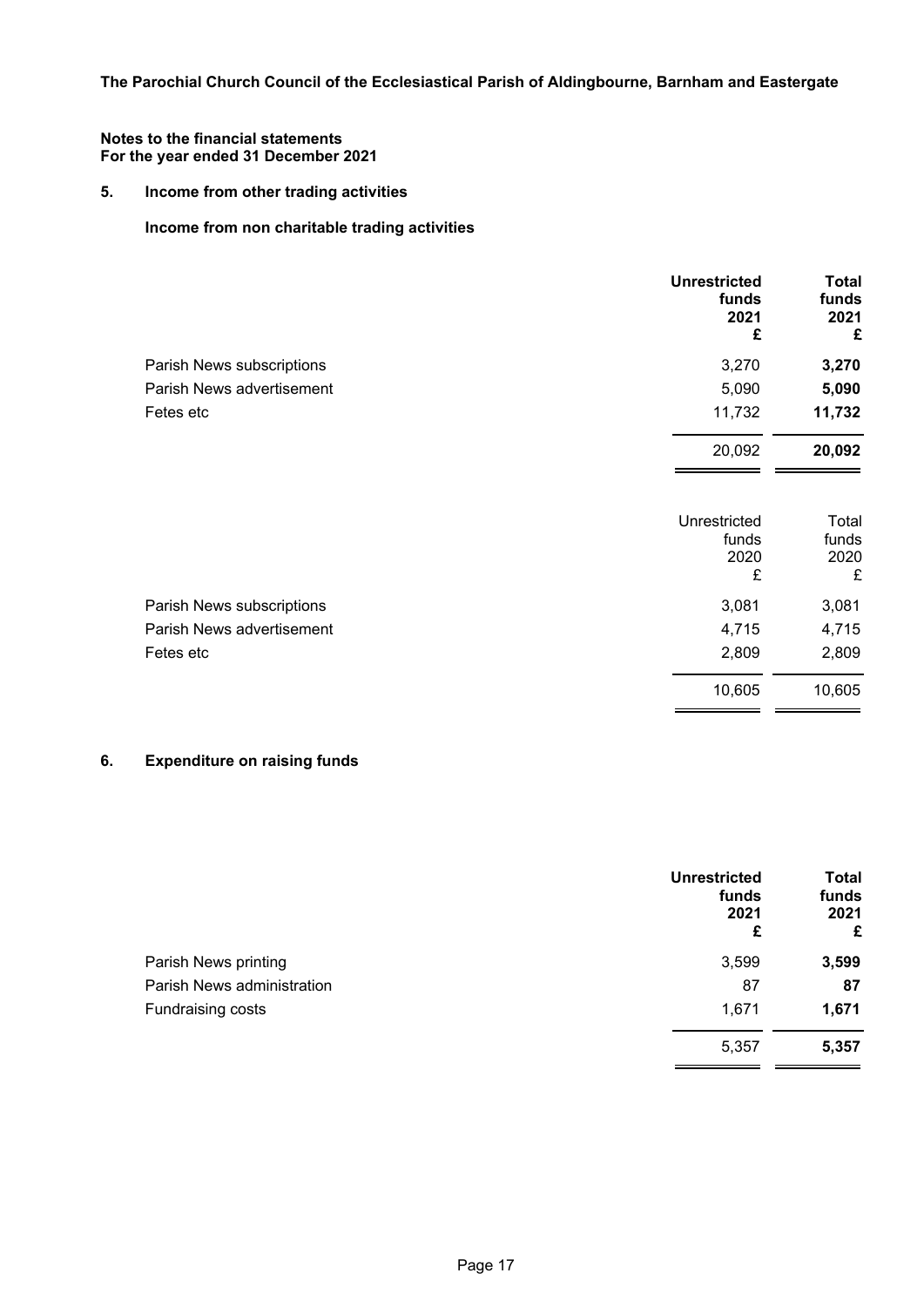**The Parochial Church Council of the Ecclesiastical Parish of Aldingbourne, Barnham and Eastergate**

**Notes to the financial statements**
**For the year ended 31 December 2021**

## 5. Income from other trading activities

### Income from non charitable trading activities

| | **Unrestricted funds 2021 £** | **Total funds 2021 £** |
|---|---|---|
| Parish News subscriptions | 3,270 | **3,270** |
| Parish News advertisement | 5,090 | **5,090** |
| Fetes etc | 11,732 | **11,732** |
| | 20,092 | **20,092** |

| | Unrestricted funds 2020 £ | Total funds 2020 £ |
|---|---|---|
| Parish News subscriptions | 3,081 | 3,081 |
| Parish News advertisement | 4,715 | 4,715 |
| Fetes etc | 2,809 | 2,809 |
| | 10,605 | 10,605 |

## 6. Expenditure on raising funds

| | **Unrestricted funds 2021 £** | **Total funds 2021 £** |
|---|---|---|
| Parish News printing | 3,599 | **3,599** |
| Parish News administration | 87 | **87** |
| Fundraising costs | 1,671 | **1,671** |
| | 5,357 | **5,357** |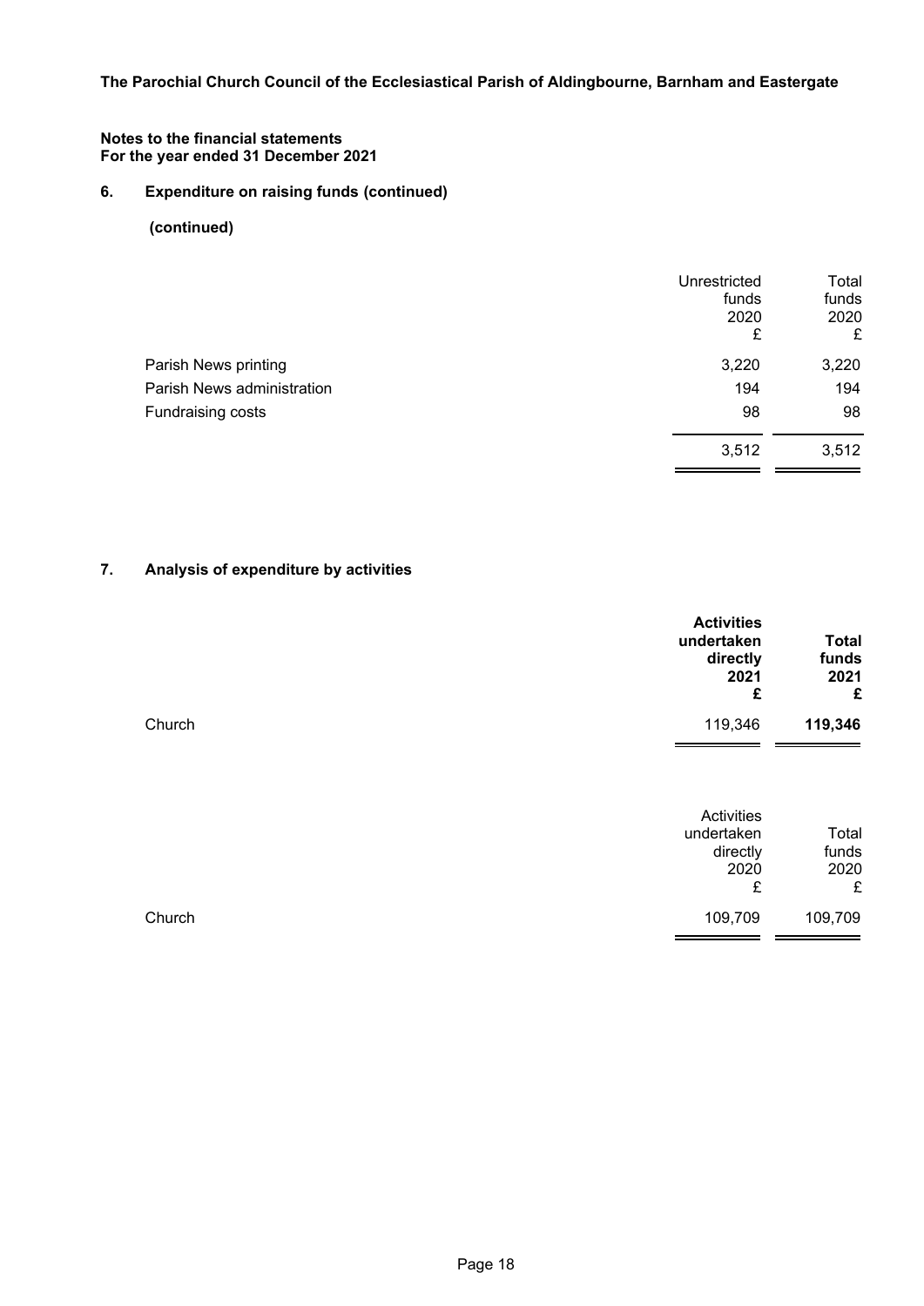**The Parochial Church Council of the Ecclesiastical Parish of Aldingbourne, Barnham and Eastergate**

**Notes to the financial statements**
**For the year ended 31 December 2021**

## 6. Expenditure on raising funds (continued)

**(continued)**

| | Unrestricted funds 2020 £ | Total funds 2020 £ |
|---|---|---|
| Parish News printing | 3,220 | 3,220 |
| Parish News administration | 194 | 194 |
| Fundraising costs | 98 | 98 |
| | 3,512 | 3,512 |

## 7. Analysis of expenditure by activities

| | **Activities undertaken directly 2021 £** | **Total funds 2021 £** |
|---|---|---|
| Church | 119,346 | **119,346** |

| | Activities undertaken directly 2020 £ | Total funds 2020 £ |
|---|---|---|
| Church | 109,709 | 109,709 |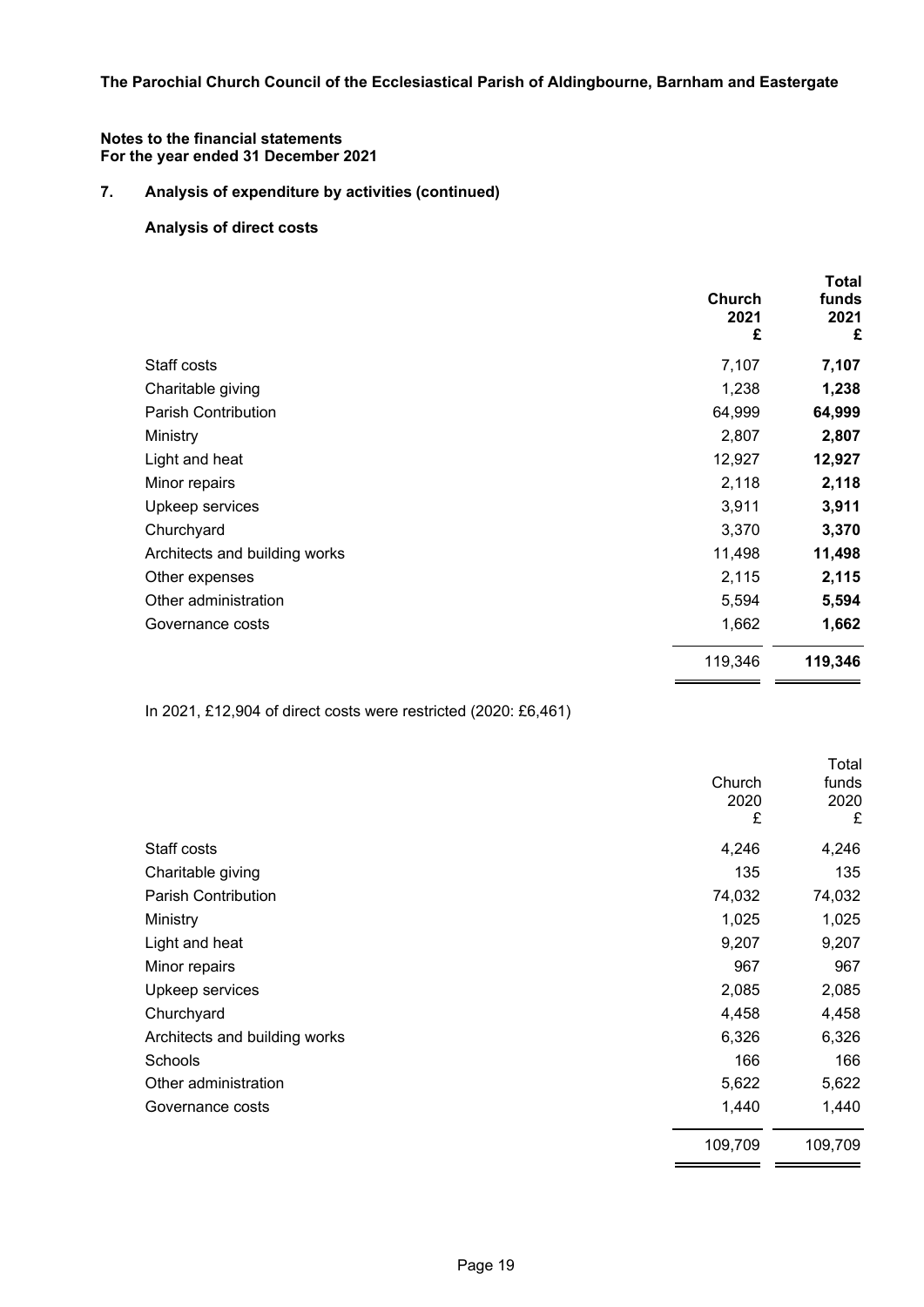**The Parochial Church Council of the Ecclesiastical Parish of Aldingbourne, Barnham and Eastergate**

**Notes to the financial statements**
**For the year ended 31 December 2021**

## 7. Analysis of expenditure by activities (continued)

### Analysis of direct costs

| | Church 2021 £ | Total funds 2021 £ |
|---|---|---|
| Staff costs | 7,107 | **7,107** |
| Charitable giving | 1,238 | **1,238** |
| Parish Contribution | 64,999 | **64,999** |
| Ministry | 2,807 | **2,807** |
| Light and heat | 12,927 | **12,927** |
| Minor repairs | 2,118 | **2,118** |
| Upkeep services | 3,911 | **3,911** |
| Churchyard | 3,370 | **3,370** |
| Architects and building works | 11,498 | **11,498** |
| Other expenses | 2,115 | **2,115** |
| Other administration | 5,594 | **5,594** |
| Governance costs | 1,662 | **1,662** |
| | 119,346 | **119,346** |

In 2021, £12,904 of direct costs were restricted (2020: £6,461)

| | Church 2020 £ | Total funds 2020 £ |
|---|---|---|
| Staff costs | 4,246 | 4,246 |
| Charitable giving | 135 | 135 |
| Parish Contribution | 74,032 | 74,032 |
| Ministry | 1,025 | 1,025 |
| Light and heat | 9,207 | 9,207 |
| Minor repairs | 967 | 967 |
| Upkeep services | 2,085 | 2,085 |
| Churchyard | 4,458 | 4,458 |
| Architects and building works | 6,326 | 6,326 |
| Schools | 166 | 166 |
| Other administration | 5,622 | 5,622 |
| Governance costs | 1,440 | 1,440 |
| | 109,709 | 109,709 |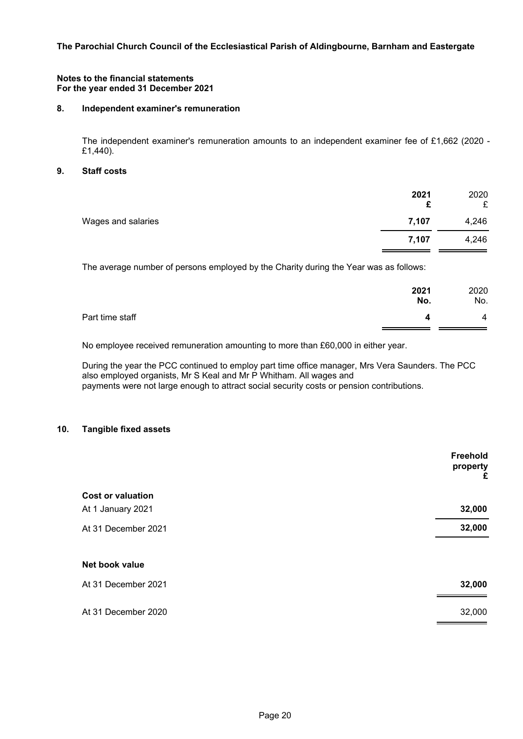**The Parochial Church Council of the Ecclesiastical Parish of Aldingbourne, Barnham and Eastergate**

**Notes to the financial statements**
**For the year ended 31 December 2021**

## 8. Independent examiner's remuneration

The independent examiner's remuneration amounts to an independent examiner fee of £1,662 (2020 - £1,440).

## 9. Staff costs

| | **2021** **£** | 2020 £ |
|---|---|---|
| Wages and salaries | **7,107** | 4,246 |
| | **7,107** | 4,246 |

The average number of persons employed by the Charity during the Year was as follows:

| | **2021** **No.** | 2020 No. |
|---|---|---|
| Part time staff | **4** | 4 |

No employee received remuneration amounting to more than £60,000 in either year.

During the year the PCC continued to employ part time office manager, Mrs Vera Saunders. The PCC also employed organists, Mr S Keal and Mr P Whitham. All wages and payments were not large enough to attract social security costs or pension contributions.

## 10. Tangible fixed assets

| | **Freehold property** **£** |
|---|---|
| **Cost or valuation** | |
| At 1 January 2021 | **32,000** |
| At 31 December 2021 | **32,000** |
| | |
| **Net book value** | |
| At 31 December 2021 | **32,000** |
| At 31 December 2020 | 32,000 |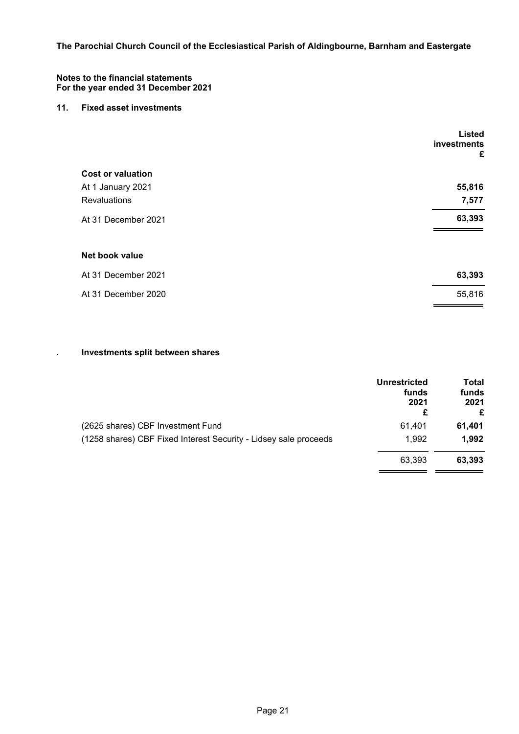**The Parochial Church Council of the Ecclesiastical Parish of Aldingbourne, Barnham and Eastergate**

**Notes to the financial statements**
**For the year ended 31 December 2021**

## 11. Fixed asset investments

| | Listed investments £ |
|---|---|
| **Cost or valuation** | |
| At 1 January 2021 | **55,816** |
| Revaluations | **7,577** |
| At 31 December 2021 | **63,393** |
| | |
| **Net book value** | |
| At 31 December 2021 | **63,393** |
| At 31 December 2020 | 55,816 |

## . Investments split between shares

| | Unrestricted funds 2021 £ | Total funds 2021 £ |
|---|---|---|
| (2625 shares) CBF Investment Fund | 61,401 | **61,401** |
| (1258 shares) CBF Fixed Interest Security - Lidsey sale proceeds | 1,992 | **1,992** |
| | 63,393 | **63,393** |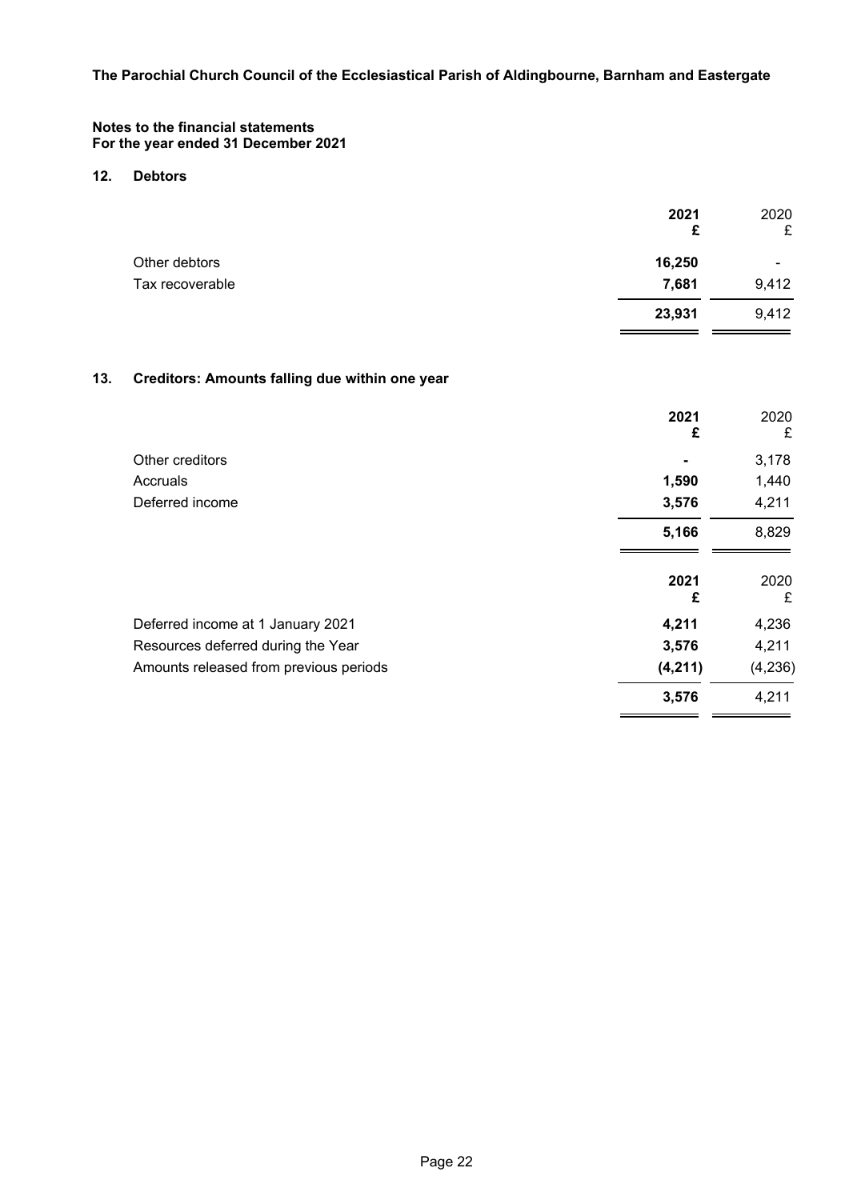**The Parochial Church Council of the Ecclesiastical Parish of Aldingbourne, Barnham and Eastergate**

**Notes to the financial statements**
**For the year ended 31 December 2021**

## 12. Debtors

| | 2021 £ | 2020 £ |
|---|---|---|
| Other debtors | **16,250** | - |
| Tax recoverable | **7,681** | 9,412 |
| | **23,931** | 9,412 |

## 13. Creditors: Amounts falling due within one year

| | 2021 £ | 2020 £ |
|---|---|---|
| Other creditors | **-** | 3,178 |
| Accruals | **1,590** | 1,440 |
| Deferred income | **3,576** | 4,211 |
| | **5,166** | 8,829 |

| | 2021 £ | 2020 £ |
|---|---|---|
| Deferred income at 1 January 2021 | **4,211** | 4,236 |
| Resources deferred during the Year | **3,576** | 4,211 |
| Amounts released from previous periods | **(4,211)** | (4,236) |
| | **3,576** | 4,211 |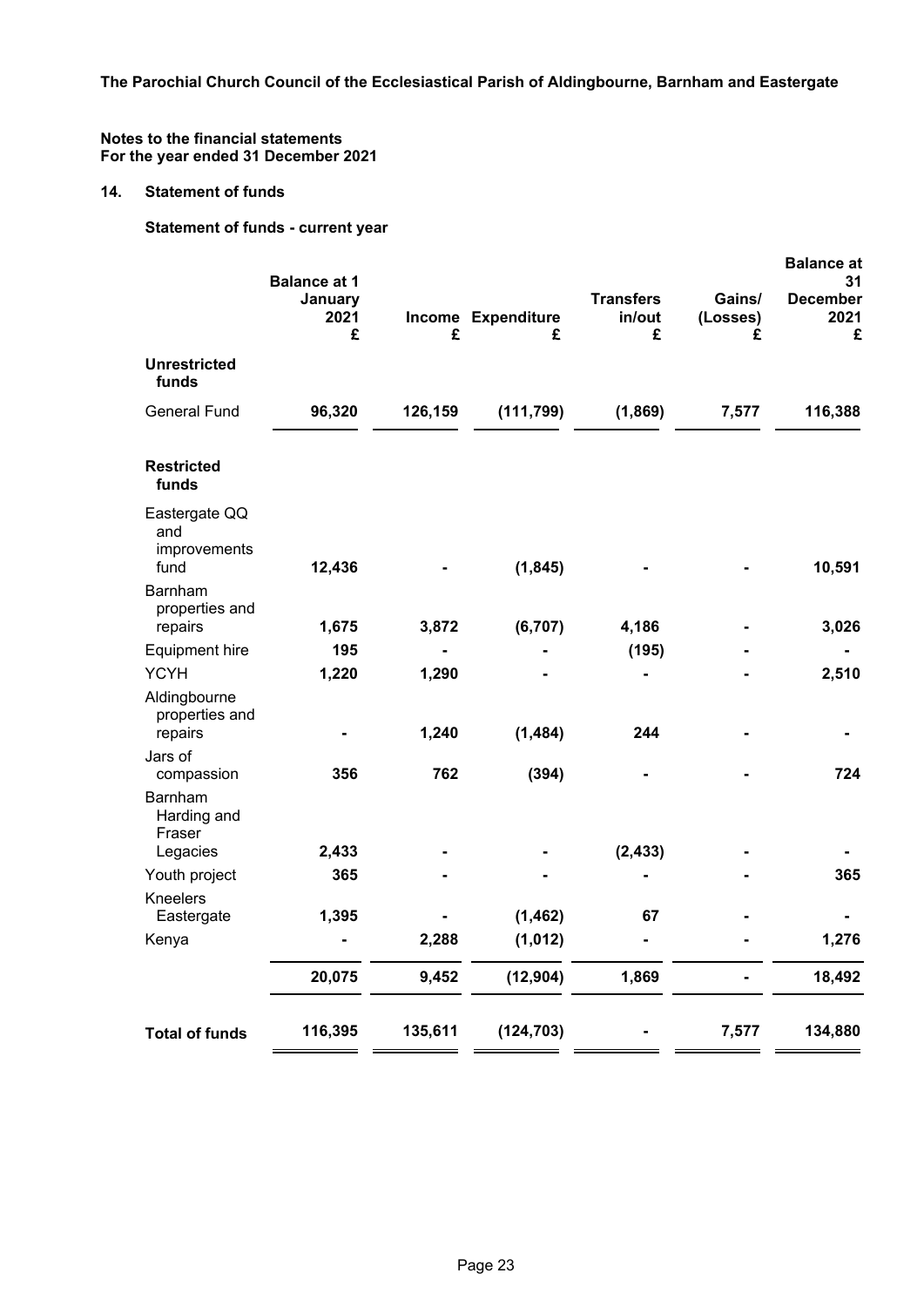The Parochial Church Council of the Ecclesiastical Parish of Aldingbourne, Barnham and Eastergate

**Notes to the financial statements**
**For the year ended 31 December 2021**

## 14. Statement of funds

### Statement of funds - current year

| | Balance at 1 January 2021 £ | Income £ | Expenditure £ | Transfers in/out £ | Gains/ (Losses) £ | Balance at 31 December 2021 £ |
|---|---|---|---|---|---|---|
| **Unrestricted funds** | | | | | | |
| General Fund | **96,320** | **126,159** | **(111,799)** | **(1,869)** | **7,577** | **116,388** |
| **Restricted funds** | | | | | | |
| Eastergate QQ and improvements fund | 12,436 | - | (1,845) | - | - | 10,591 |
| Barnham properties and repairs | 1,675 | 3,872 | (6,707) | 4,186 | - | 3,026 |
| Equipment hire | 195 | - | - | (195) | - | - |
| YCYH | 1,220 | 1,290 | - | - | - | 2,510 |
| Aldingbourne properties and repairs | - | 1,240 | (1,484) | 244 | - | - |
| Jars of compassion | 356 | 762 | (394) | - | - | 724 |
| Barnham Harding and Fraser Legacies | 2,433 | - | - | (2,433) | - | - |
| Youth project | 365 | - | - | - | - | 365 |
| Kneelers Eastergate | 1,395 | - | (1,462) | 67 | - | - |
| Kenya | - | 2,288 | (1,012) | - | - | 1,276 |
| | **20,075** | **9,452** | **(12,904)** | **1,869** | **-** | **18,492** |
| **Total of funds** | **116,395** | **135,611** | **(124,703)** | **-** | **7,577** | **134,880** |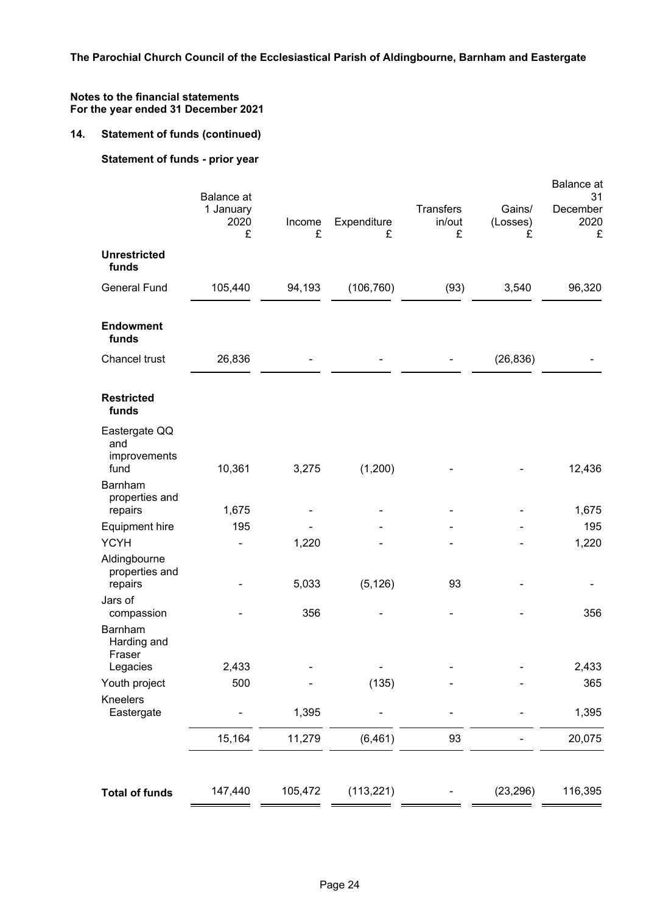**The Parochial Church Council of the Ecclesiastical Parish of Aldingbourne, Barnham and Eastergate**

**Notes to the financial statements**
**For the year ended 31 December 2021**

## 14. Statement of funds (continued)

### Statement of funds - prior year

| | Balance at 1 January 2020 £ | Income £ | Expenditure £ | Transfers in/out £ | Gains/ (Losses) £ | Balance at 31 December 2020 £ |
|---|---|---|---|---|---|---|
| **Unrestricted funds** | | | | | | |
| General Fund | 105,440 | 94,193 | (106,760) | (93) | 3,540 | 96,320 |
| **Endowment funds** | | | | | | |
| Chancel trust | 26,836 | - | - | - | (26,836) | - |
| **Restricted funds** | | | | | | |
| Eastergate QQ and improvements fund | 10,361 | 3,275 | (1,200) | - | - | 12,436 |
| Barnham properties and repairs | 1,675 | - | - | - | - | 1,675 |
| Equipment hire | 195 | - | - | - | - | 195 |
| YCYH | - | 1,220 | - | - | - | 1,220 |
| Aldingbourne properties and repairs | - | 5,033 | (5,126) | 93 | - | - |
| Jars of compassion | - | 356 | - | - | - | 356 |
| Barnham Harding and Fraser Legacies | 2,433 | - | - | - | - | 2,433 |
| Youth project | 500 | - | (135) | - | - | 365 |
| Kneelers Eastergate | - | 1,395 | - | - | - | 1,395 |
| | 15,164 | 11,279 | (6,461) | 93 | - | 20,075 |
| **Total of funds** | 147,440 | 105,472 | (113,221) | - | (23,296) | 116,395 |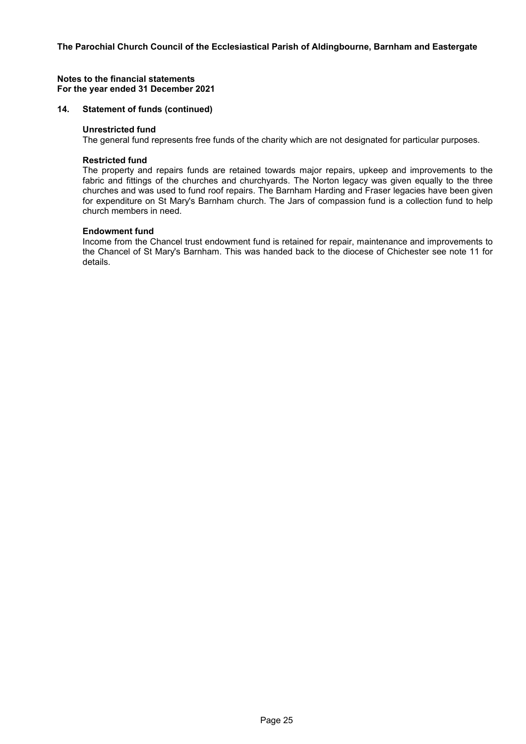**Notes to the financial statements**
**For the year ended 31 December 2021**

### 14. Statement of funds (continued)

**Unrestricted fund**

The general fund represents free funds of the charity which are not designated for particular purposes.

**Restricted fund**

The property and repairs funds are retained towards major repairs, upkeep and improvements to the fabric and fittings of the churches and churchyards. The Norton legacy was given equally to the three churches and was used to fund roof repairs. The Barnham Harding and Fraser legacies have been given for expenditure on St Mary's Barnham church. The Jars of compassion fund is a collection fund to help church members in need.

**Endowment fund**

Income from the Chancel trust endowment fund is retained for repair, maintenance and improvements to the Chancel of St Mary's Barnham. This was handed back to the diocese of Chichester see note 11 for details.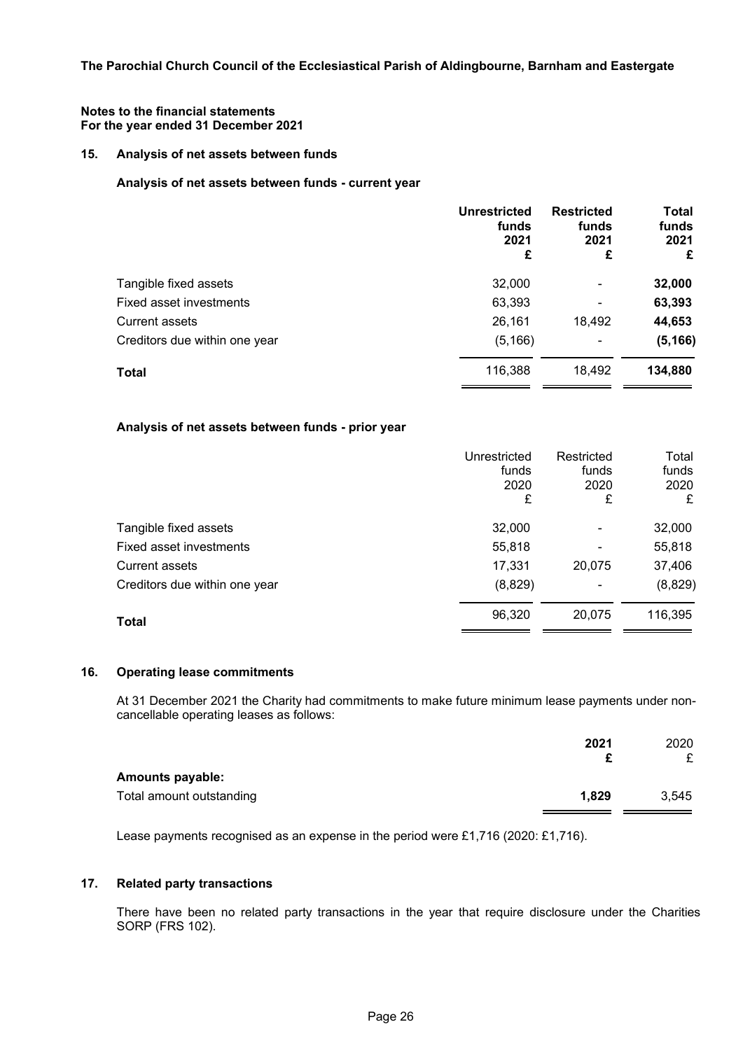**The Parochial Church Council of the Ecclesiastical Parish of Aldingbourne, Barnham and Eastergate**

**Notes to the financial statements**
**For the year ended 31 December 2021**

## 15. Analysis of net assets between funds

### Analysis of net assets between funds - current year

| | **Unrestricted funds 2021 £** | **Restricted funds 2021 £** | **Total funds 2021 £** |
|---|---|---|---|
| Tangible fixed assets | 32,000 | - | **32,000** |
| Fixed asset investments | 63,393 | - | **63,393** |
| Current assets | 26,161 | 18,492 | **44,653** |
| Creditors due within one year | (5,166) | - | **(5,166)** |
| **Total** | 116,388 | 18,492 | **134,880** |

### Analysis of net assets between funds - prior year

| | Unrestricted funds 2020 £ | Restricted funds 2020 £ | Total funds 2020 £ |
|---|---|---|---|
| Tangible fixed assets | 32,000 | - | 32,000 |
| Fixed asset investments | 55,818 | - | 55,818 |
| Current assets | 17,331 | 20,075 | 37,406 |
| Creditors due within one year | (8,829) | - | (8,829) |
| **Total** | 96,320 | 20,075 | 116,395 |

## 16. Operating lease commitments

At 31 December 2021 the Charity had commitments to make future minimum lease payments under non-cancellable operating leases as follows:

| | **2021 £** | 2020 £ |
|---|---|---|
| **Amounts payable:** | | |
| Total amount outstanding | **1,829** | 3,545 |

Lease payments recognised as an expense in the period were £1,716 (2020: £1,716).

## 17. Related party transactions

There have been no related party transactions in the year that require disclosure under the Charities SORP (FRS 102).